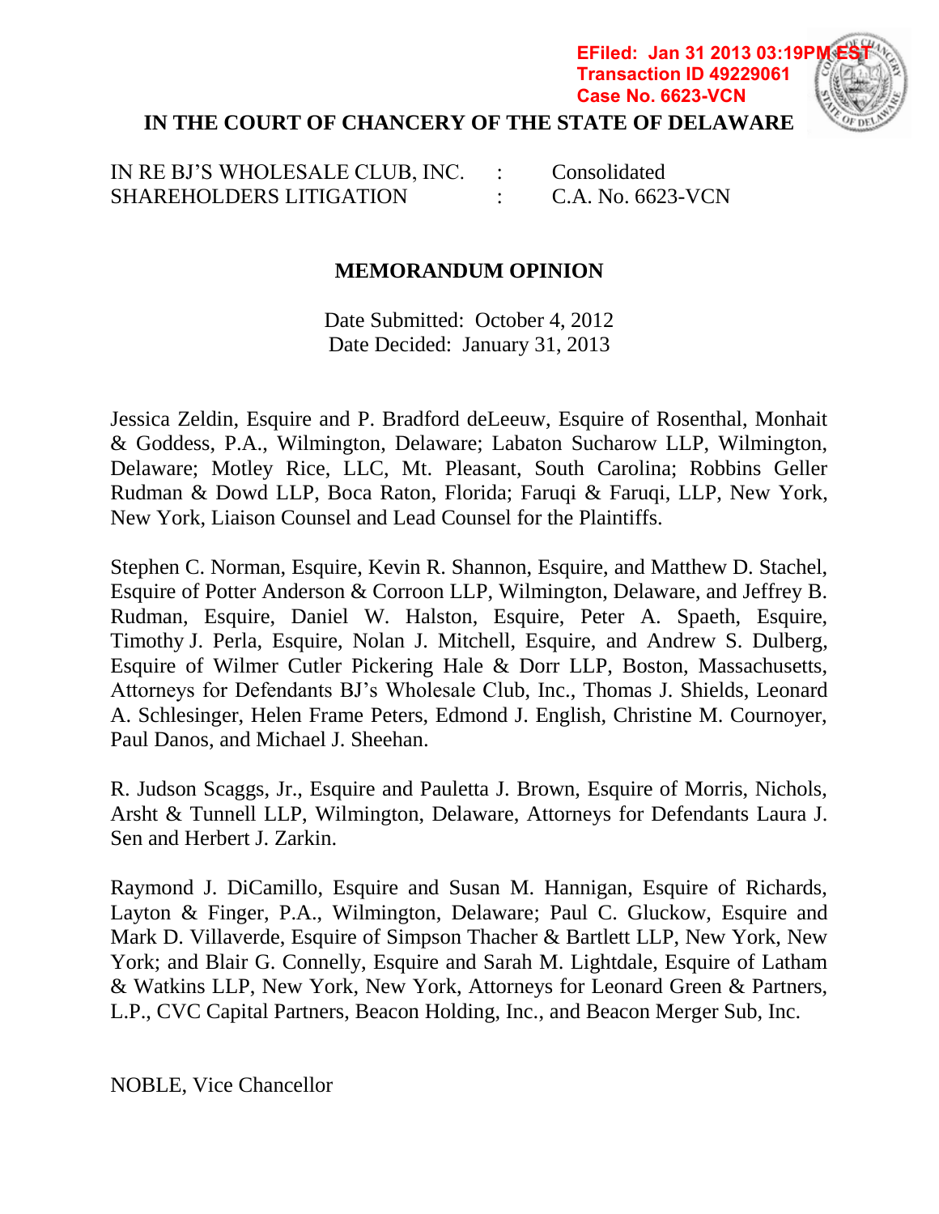EFiled: Jan 31 2013 03:19PM EST
Transaction ID 49229061
Case No. 6623-VCN

**IN THE COURT OF CHANCERY OF THE STATE OF DELAWARE**

| | | |
|---|---|---|
| IN RE BJ'S WHOLESALE CLUB, INC. | : | Consolidated |
| SHAREHOLDERS LITIGATION | : | C.A. No. 6623-VCN |

**MEMORANDUM OPINION**

Date Submitted: October 4, 2012
Date Decided: January 31, 2013

Jessica Zeldin, Esquire and P. Bradford deLeeuw, Esquire of Rosenthal, Monhait & Goddess, P.A., Wilmington, Delaware; Labaton Sucharow LLP, Wilmington, Delaware; Motley Rice, LLC, Mt. Pleasant, South Carolina; Robbins Geller Rudman & Dowd LLP, Boca Raton, Florida; Faruqi & Faruqi, LLP, New York, New York, Liaison Counsel and Lead Counsel for the Plaintiffs.

Stephen C. Norman, Esquire, Kevin R. Shannon, Esquire, and Matthew D. Stachel, Esquire of Potter Anderson & Corroon LLP, Wilmington, Delaware, and Jeffrey B. Rudman, Esquire, Daniel W. Halston, Esquire, Peter A. Spaeth, Esquire, Timothy J. Perla, Esquire, Nolan J. Mitchell, Esquire, and Andrew S. Dulberg, Esquire of Wilmer Cutler Pickering Hale & Dorr LLP, Boston, Massachusetts, Attorneys for Defendants BJ's Wholesale Club, Inc., Thomas J. Shields, Leonard A. Schlesinger, Helen Frame Peters, Edmond J. English, Christine M. Cournoyer, Paul Danos, and Michael J. Sheehan.

R. Judson Scaggs, Jr., Esquire and Pauletta J. Brown, Esquire of Morris, Nichols, Arsht & Tunnell LLP, Wilmington, Delaware, Attorneys for Defendants Laura J. Sen and Herbert J. Zarkin.

Raymond J. DiCamillo, Esquire and Susan M. Hannigan, Esquire of Richards, Layton & Finger, P.A., Wilmington, Delaware; Paul C. Gluckow, Esquire and Mark D. Villaverde, Esquire of Simpson Thacher & Bartlett LLP, New York, New York; and Blair G. Connelly, Esquire and Sarah M. Lightdale, Esquire of Latham & Watkins LLP, New York, New York, Attorneys for Leonard Green & Partners, L.P., CVC Capital Partners, Beacon Holding, Inc., and Beacon Merger Sub, Inc.

NOBLE, Vice Chancellor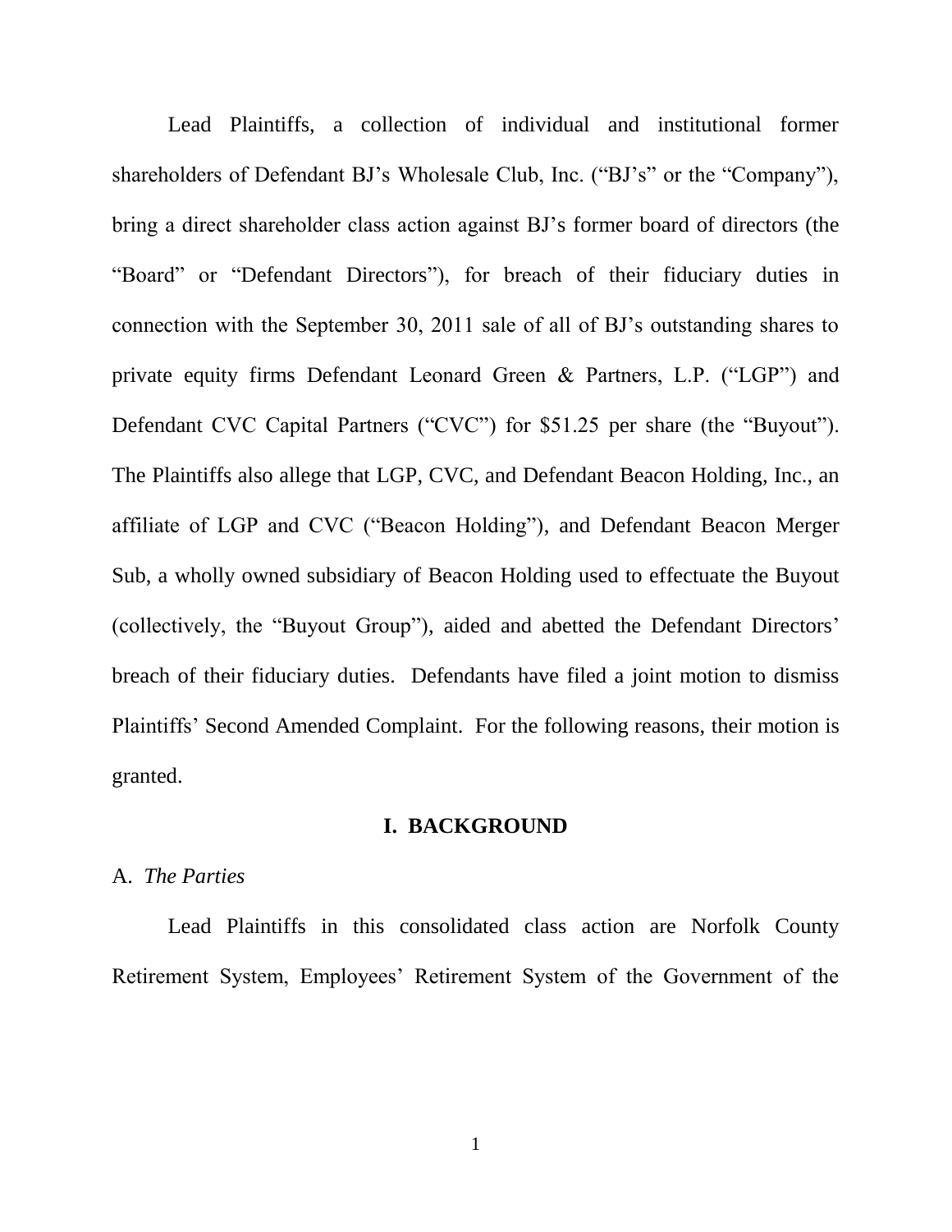Lead Plaintiffs, a collection of individual and institutional former shareholders of Defendant BJ's Wholesale Club, Inc. ("BJ's" or the "Company"), bring a direct shareholder class action against BJ's former board of directors (the "Board" or "Defendant Directors"), for breach of their fiduciary duties in connection with the September 30, 2011 sale of all of BJ's outstanding shares to private equity firms Defendant Leonard Green & Partners, L.P. ("LGP") and Defendant CVC Capital Partners ("CVC") for $51.25 per share (the "Buyout"). The Plaintiffs also allege that LGP, CVC, and Defendant Beacon Holding, Inc., an affiliate of LGP and CVC ("Beacon Holding"), and Defendant Beacon Merger Sub, a wholly owned subsidiary of Beacon Holding used to effectuate the Buyout (collectively, the "Buyout Group"), aided and abetted the Defendant Directors' breach of their fiduciary duties. Defendants have filed a joint motion to dismiss Plaintiffs' Second Amended Complaint. For the following reasons, their motion is granted.

## I. BACKGROUND

### A. *The Parties*

Lead Plaintiffs in this consolidated class action are Norfolk County Retirement System, Employees' Retirement System of the Government of the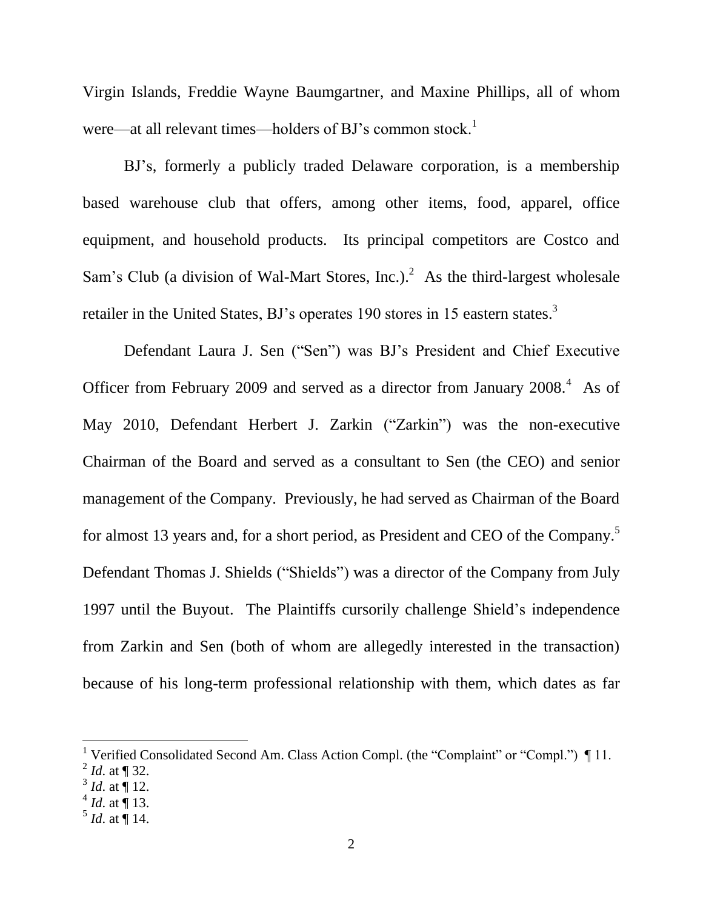Virgin Islands, Freddie Wayne Baumgartner, and Maxine Phillips, all of whom were—at all relevant times—holders of BJ's common stock.[1]

BJ's, formerly a publicly traded Delaware corporation, is a membership based warehouse club that offers, among other items, food, apparel, office equipment, and household products. Its principal competitors are Costco and Sam's Club (a division of Wal-Mart Stores, Inc.).[2] As the third-largest wholesale retailer in the United States, BJ's operates 190 stores in 15 eastern states.[3]

Defendant Laura J. Sen ("Sen") was BJ's President and Chief Executive Officer from February 2009 and served as a director from January 2008.[4] As of May 2010, Defendant Herbert J. Zarkin ("Zarkin") was the non-executive Chairman of the Board and served as a consultant to Sen (the CEO) and senior management of the Company. Previously, he had served as Chairman of the Board for almost 13 years and, for a short period, as President and CEO of the Company.[5] Defendant Thomas J. Shields ("Shields") was a director of the Company from July 1997 until the Buyout. The Plaintiffs cursorily challenge Shield's independence from Zarkin and Sen (both of whom are allegedly interested in the transaction) because of his long-term professional relationship with them, which dates as far

---

[1] Verified Consolidated Second Am. Class Action Compl. (the "Complaint" or "Compl.") ¶ 11.

[2] *Id.* at ¶ 32.

[3] *Id.* at ¶ 12.

[4] *Id.* at ¶ 13.

[5] *Id.* at ¶ 14.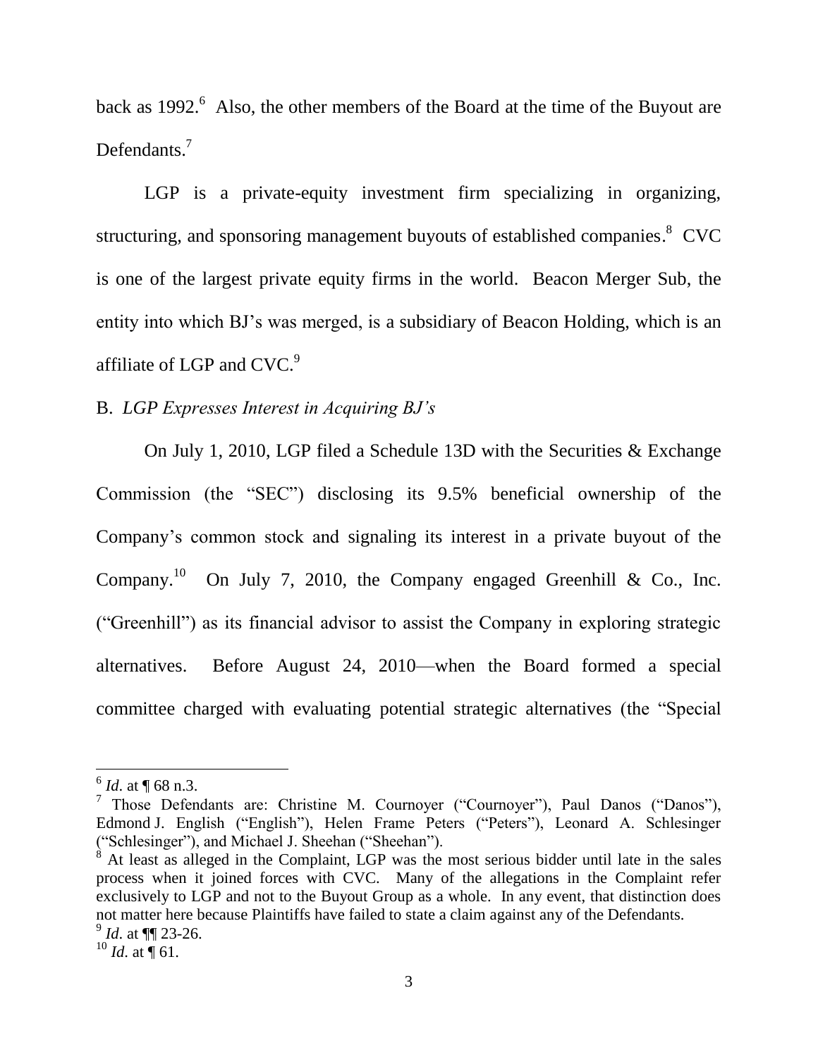back as 1992.[6] Also, the other members of the Board at the time of the Buyout are Defendants.[7]

LGP is a private-equity investment firm specializing in organizing, structuring, and sponsoring management buyouts of established companies.[8] CVC is one of the largest private equity firms in the world. Beacon Merger Sub, the entity into which BJ's was merged, is a subsidiary of Beacon Holding, which is an affiliate of LGP and CVC.[9]

B. *LGP Expresses Interest in Acquiring BJ's*

On July 1, 2010, LGP filed a Schedule 13D with the Securities & Exchange Commission (the "SEC") disclosing its 9.5% beneficial ownership of the Company's common stock and signaling its interest in a private buyout of the Company.[10] On July 7, 2010, the Company engaged Greenhill & Co., Inc. ("Greenhill") as its financial advisor to assist the Company in exploring strategic alternatives. Before August 24, 2010—when the Board formed a special committee charged with evaluating potential strategic alternatives (the "Special

---

[6] *Id.* at ¶ 68 n.3.

[7] Those Defendants are: Christine M. Cournoyer ("Cournoyer"), Paul Danos ("Danos"), Edmond J. English ("English"), Helen Frame Peters ("Peters"), Leonard A. Schlesinger ("Schlesinger"), and Michael J. Sheehan ("Sheehan").

[8] At least as alleged in the Complaint, LGP was the most serious bidder until late in the sales process when it joined forces with CVC. Many of the allegations in the Complaint refer exclusively to LGP and not to the Buyout Group as a whole. In any event, that distinction does not matter here because Plaintiffs have failed to state a claim against any of the Defendants.

[9] *Id.* at ¶¶ 23-26.

[10] *Id.* at ¶ 61.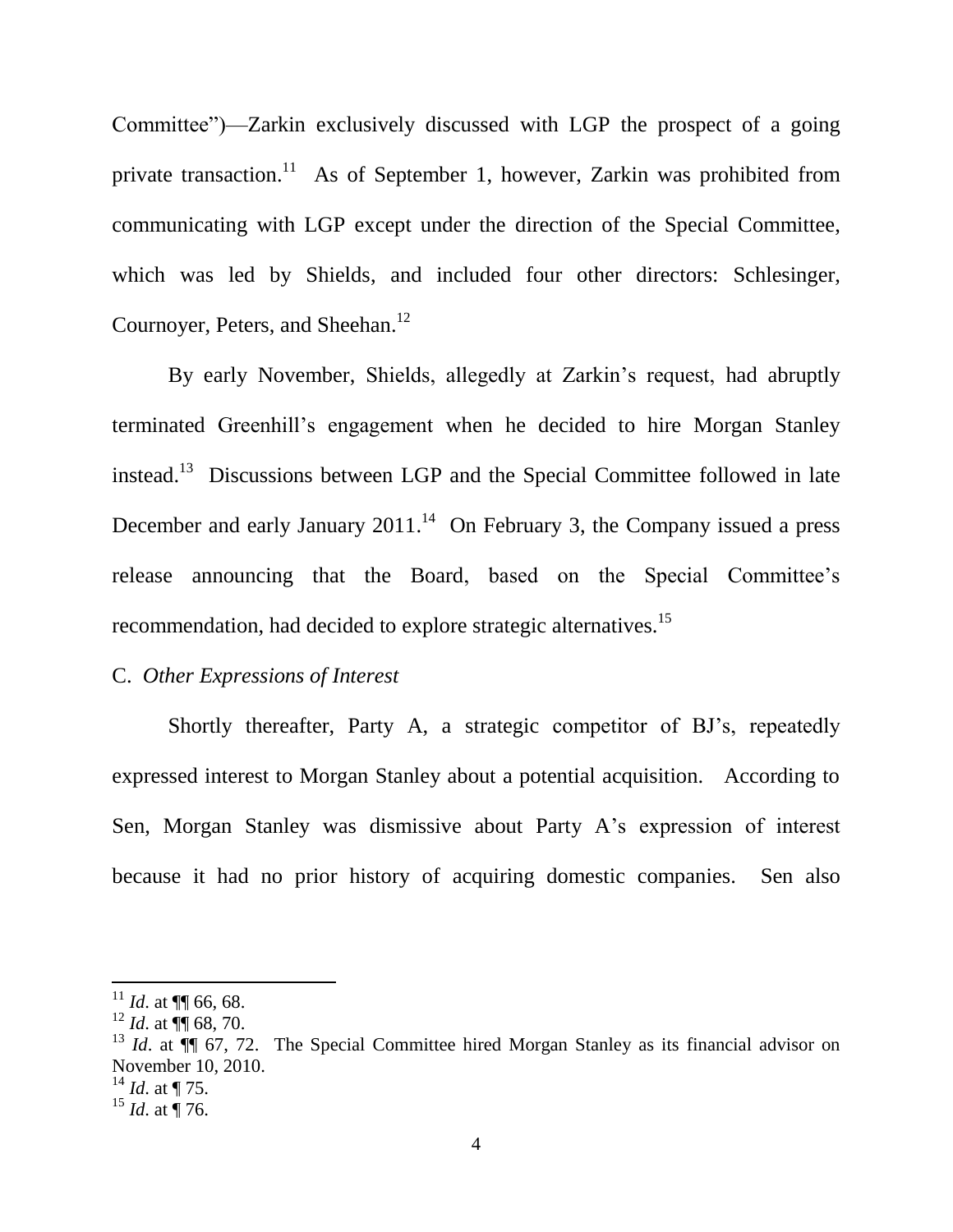Committee")—Zarkin exclusively discussed with LGP the prospect of a going private transaction.[11] As of September 1, however, Zarkin was prohibited from communicating with LGP except under the direction of the Special Committee, which was led by Shields, and included four other directors: Schlesinger, Cournoyer, Peters, and Sheehan.[12]

By early November, Shields, allegedly at Zarkin's request, had abruptly terminated Greenhill's engagement when he decided to hire Morgan Stanley instead.[13] Discussions between LGP and the Special Committee followed in late December and early January 2011.[14] On February 3, the Company issued a press release announcing that the Board, based on the Special Committee's recommendation, had decided to explore strategic alternatives.[15]

C. *Other Expressions of Interest*

Shortly thereafter, Party A, a strategic competitor of BJ's, repeatedly expressed interest to Morgan Stanley about a potential acquisition. According to Sen, Morgan Stanley was dismissive about Party A's expression of interest because it had no prior history of acquiring domestic companies. Sen also

---

[11] *Id*. at ¶¶ 66, 68.

[12] *Id*. at ¶¶ 68, 70.

[13] *Id*. at ¶¶ 67, 72. The Special Committee hired Morgan Stanley as its financial advisor on November 10, 2010.

[14] *Id*. at ¶ 75.

[15] *Id*. at ¶ 76.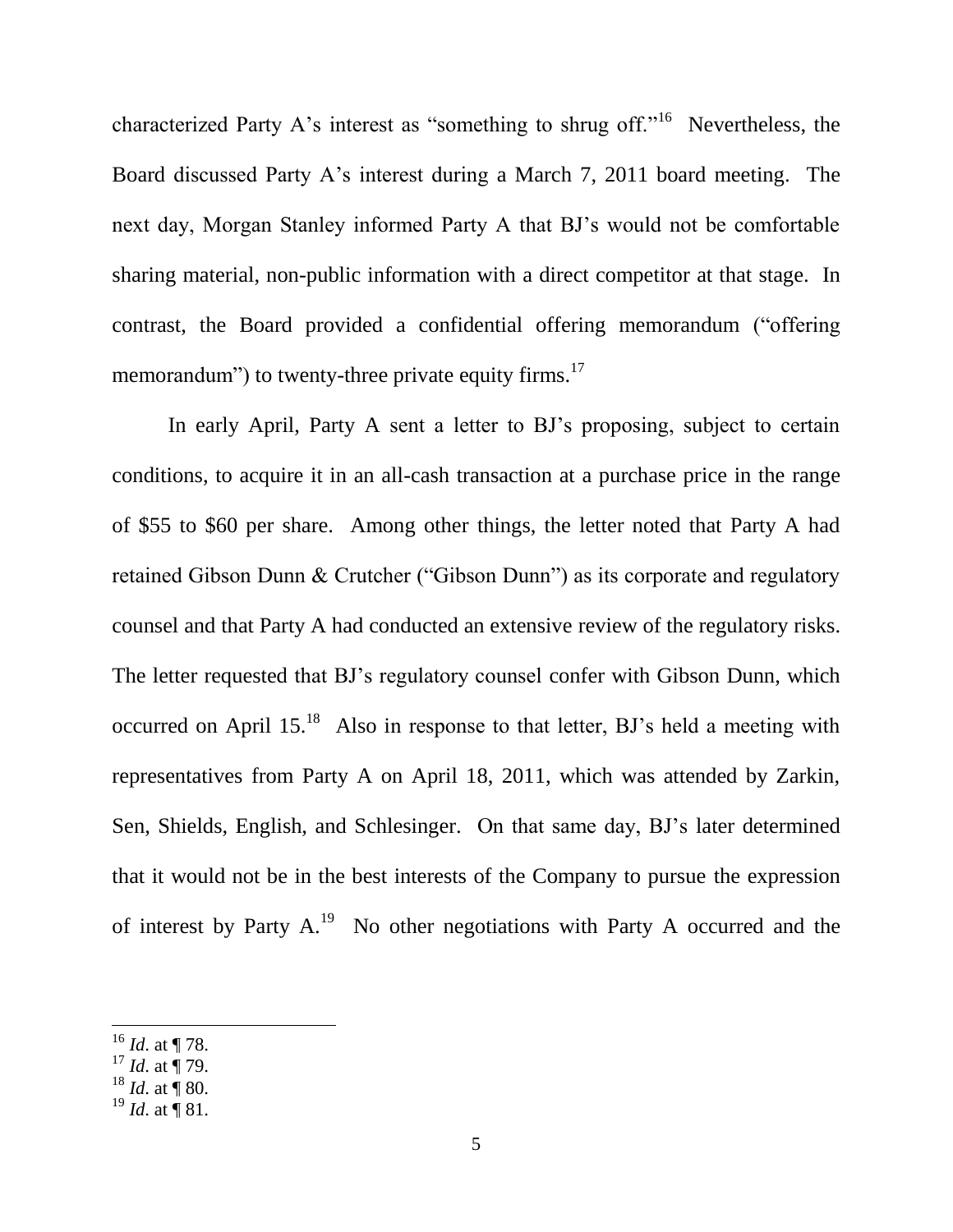characterized Party A's interest as "something to shrug off."[16] Nevertheless, the Board discussed Party A's interest during a March 7, 2011 board meeting. The next day, Morgan Stanley informed Party A that BJ's would not be comfortable sharing material, non-public information with a direct competitor at that stage. In contrast, the Board provided a confidential offering memorandum ("offering memorandum") to twenty-three private equity firms.[17]

In early April, Party A sent a letter to BJ's proposing, subject to certain conditions, to acquire it in an all-cash transaction at a purchase price in the range of $55 to $60 per share. Among other things, the letter noted that Party A had retained Gibson Dunn & Crutcher ("Gibson Dunn") as its corporate and regulatory counsel and that Party A had conducted an extensive review of the regulatory risks. The letter requested that BJ's regulatory counsel confer with Gibson Dunn, which occurred on April 15.[18] Also in response to that letter, BJ's held a meeting with representatives from Party A on April 18, 2011, which was attended by Zarkin, Sen, Shields, English, and Schlesinger. On that same day, BJ's later determined that it would not be in the best interests of the Company to pursue the expression of interest by Party A.[19] No other negotiations with Party A occurred and the

[16] *Id.* at ¶ 78.
[17] *Id.* at ¶ 79.
[18] *Id.* at ¶ 80.
[19] *Id.* at ¶ 81.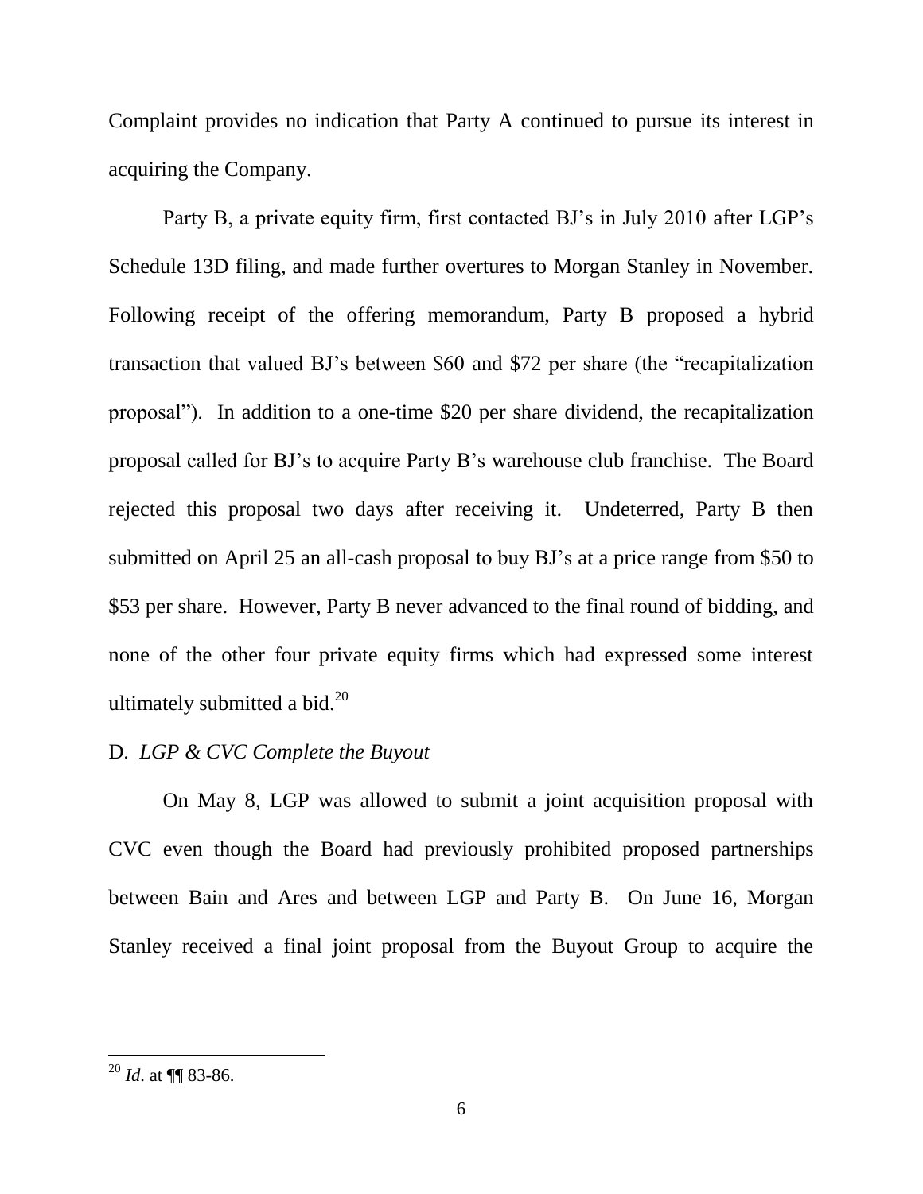Complaint provides no indication that Party A continued to pursue its interest in acquiring the Company.

Party B, a private equity firm, first contacted BJ's in July 2010 after LGP's Schedule 13D filing, and made further overtures to Morgan Stanley in November. Following receipt of the offering memorandum, Party B proposed a hybrid transaction that valued BJ's between $60 and $72 per share (the "recapitalization proposal"). In addition to a one-time $20 per share dividend, the recapitalization proposal called for BJ's to acquire Party B's warehouse club franchise. The Board rejected this proposal two days after receiving it. Undeterred, Party B then submitted on April 25 an all-cash proposal to buy BJ's at a price range from $50 to $53 per share. However, Party B never advanced to the final round of bidding, and none of the other four private equity firms which had expressed some interest ultimately submitted a bid.[20]

D. *LGP & CVC Complete the Buyout*

On May 8, LGP was allowed to submit a joint acquisition proposal with CVC even though the Board had previously prohibited proposed partnerships between Bain and Ares and between LGP and Party B. On June 16, Morgan Stanley received a final joint proposal from the Buyout Group to acquire the

---

[20] *Id*. at ¶¶ 83-86.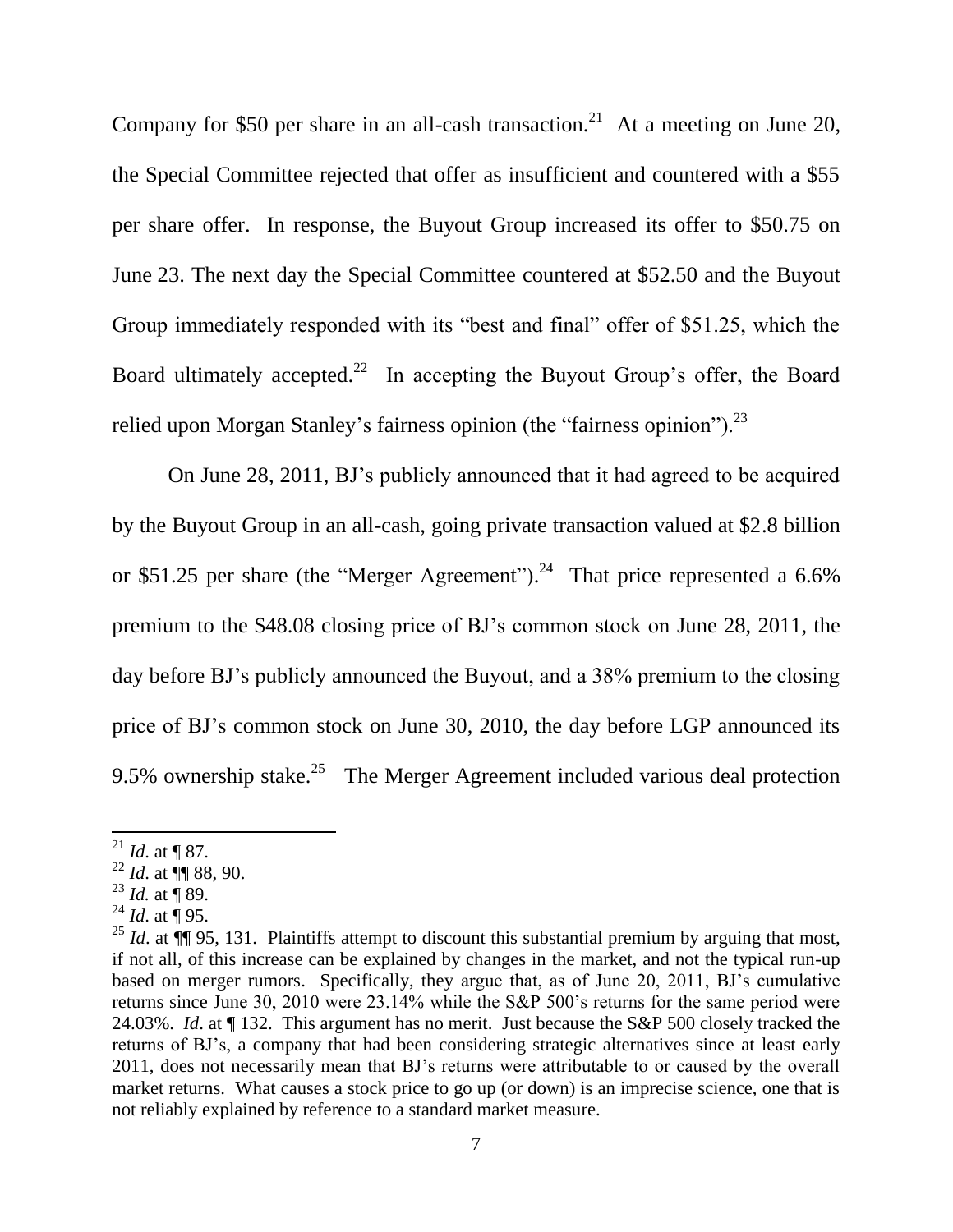Company for $50 per share in an all-cash transaction.[21] At a meeting on June 20, the Special Committee rejected that offer as insufficient and countered with a $55 per share offer. In response, the Buyout Group increased its offer to $50.75 on June 23. The next day the Special Committee countered at $52.50 and the Buyout Group immediately responded with its "best and final" offer of $51.25, which the Board ultimately accepted.[22] In accepting the Buyout Group's offer, the Board relied upon Morgan Stanley's fairness opinion (the "fairness opinion").[23]

On June 28, 2011, BJ's publicly announced that it had agreed to be acquired by the Buyout Group in an all-cash, going private transaction valued at $2.8 billion or $51.25 per share (the "Merger Agreement").[24] That price represented a 6.6% premium to the $48.08 closing price of BJ's common stock on June 28, 2011, the day before BJ's publicly announced the Buyout, and a 38% premium to the closing price of BJ's common stock on June 30, 2010, the day before LGP announced its 9.5% ownership stake.[25] The Merger Agreement included various deal protection

---

[21] *Id*. at ¶ 87.

[22] *Id*. at ¶¶ 88, 90.

[23] *Id.* at ¶ 89.

[24] *Id*. at ¶ 95.

[25] *Id*. at ¶¶ 95, 131. Plaintiffs attempt to discount this substantial premium by arguing that most, if not all, of this increase can be explained by changes in the market, and not the typical run-up based on merger rumors. Specifically, they argue that, as of June 20, 2011, BJ's cumulative returns since June 30, 2010 were 23.14% while the S&P 500's returns for the same period were 24.03%. *Id*. at ¶ 132. This argument has no merit. Just because the S&P 500 closely tracked the returns of BJ's, a company that had been considering strategic alternatives since at least early 2011, does not necessarily mean that BJ's returns were attributable to or caused by the overall market returns. What causes a stock price to go up (or down) is an imprecise science, one that is not reliably explained by reference to a standard market measure.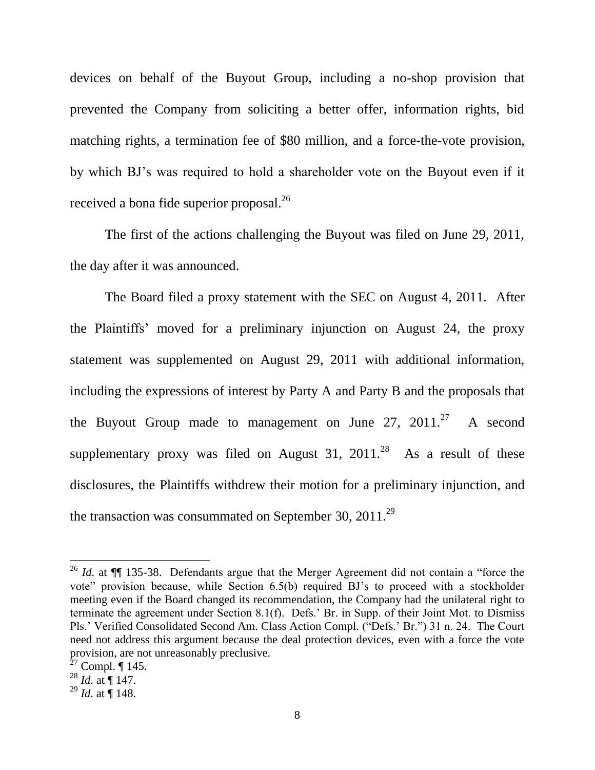devices on behalf of the Buyout Group, including a no-shop provision that prevented the Company from soliciting a better offer, information rights, bid matching rights, a termination fee of $80 million, and a force-the-vote provision, by which BJ's was required to hold a shareholder vote on the Buyout even if it received a bona fide superior proposal.[26]

The first of the actions challenging the Buyout was filed on June 29, 2011, the day after it was announced.

The Board filed a proxy statement with the SEC on August 4, 2011. After the Plaintiffs' moved for a preliminary injunction on August 24, the proxy statement was supplemented on August 29, 2011 with additional information, including the expressions of interest by Party A and Party B and the proposals that the Buyout Group made to management on June 27, 2011.[27] A second supplementary proxy was filed on August 31, 2011.[28] As a result of these disclosures, the Plaintiffs withdrew their motion for a preliminary injunction, and the transaction was consummated on September 30, 2011.[29]

---

[26] *Id.* at ¶¶ 135-38. Defendants argue that the Merger Agreement did not contain a "force the vote" provision because, while Section 6.5(b) required BJ's to proceed with a stockholder meeting even if the Board changed its recommendation, the Company had the unilateral right to terminate the agreement under Section 8.1(f). Defs.' Br. in Supp. of their Joint Mot. to Dismiss Pls.' Verified Consolidated Second Am. Class Action Compl. ("Defs.' Br.") 31 n. 24. The Court need not address this argument because the deal protection devices, even with a force the vote provision, are not unreasonably preclusive.

[27] Compl. ¶ 145.

[28] *Id.* at ¶ 147.

[29] *Id.* at ¶ 148.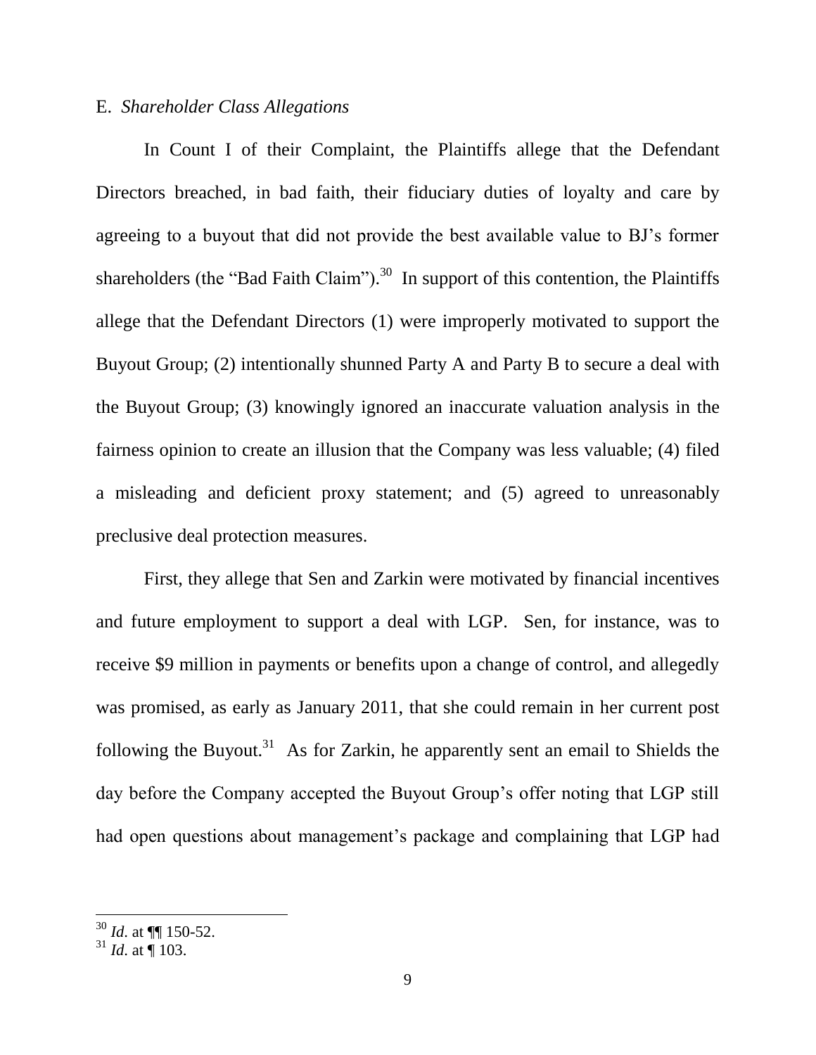E. *Shareholder Class Allegations*

In Count I of their Complaint, the Plaintiffs allege that the Defendant Directors breached, in bad faith, their fiduciary duties of loyalty and care by agreeing to a buyout that did not provide the best available value to BJ's former shareholders (the "Bad Faith Claim").[30] In support of this contention, the Plaintiffs allege that the Defendant Directors (1) were improperly motivated to support the Buyout Group; (2) intentionally shunned Party A and Party B to secure a deal with the Buyout Group; (3) knowingly ignored an inaccurate valuation analysis in the fairness opinion to create an illusion that the Company was less valuable; (4) filed a misleading and deficient proxy statement; and (5) agreed to unreasonably preclusive deal protection measures.

First, they allege that Sen and Zarkin were motivated by financial incentives and future employment to support a deal with LGP. Sen, for instance, was to receive $9 million in payments or benefits upon a change of control, and allegedly was promised, as early as January 2011, that she could remain in her current post following the Buyout.[31] As for Zarkin, he apparently sent an email to Shields the day before the Company accepted the Buyout Group's offer noting that LGP still had open questions about management's package and complaining that LGP had

---

[30] *Id*. at ¶¶ 150-52.

[31] *Id*. at ¶ 103.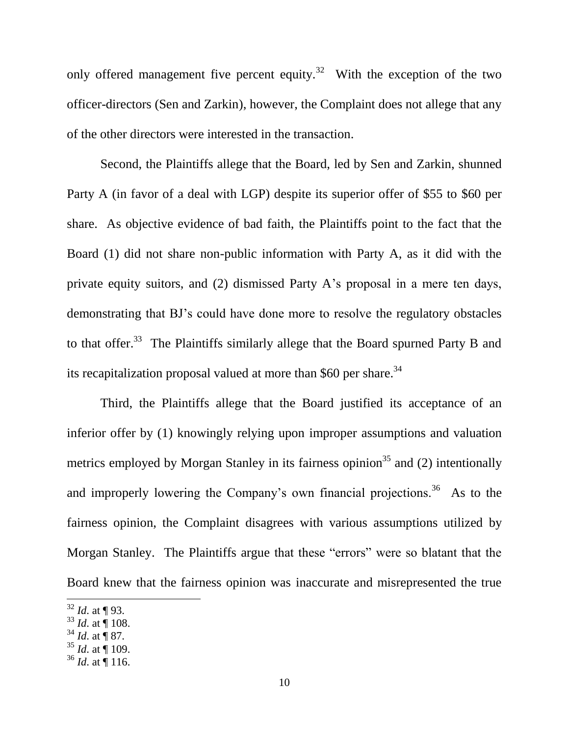only offered management five percent equity.[32] With the exception of the two officer-directors (Sen and Zarkin), however, the Complaint does not allege that any of the other directors were interested in the transaction.

Second, the Plaintiffs allege that the Board, led by Sen and Zarkin, shunned Party A (in favor of a deal with LGP) despite its superior offer of $55 to $60 per share. As objective evidence of bad faith, the Plaintiffs point to the fact that the Board (1) did not share non-public information with Party A, as it did with the private equity suitors, and (2) dismissed Party A's proposal in a mere ten days, demonstrating that BJ's could have done more to resolve the regulatory obstacles to that offer.[33] The Plaintiffs similarly allege that the Board spurned Party B and its recapitalization proposal valued at more than $60 per share.[34]

Third, the Plaintiffs allege that the Board justified its acceptance of an inferior offer by (1) knowingly relying upon improper assumptions and valuation metrics employed by Morgan Stanley in its fairness opinion[35] and (2) intentionally and improperly lowering the Company's own financial projections.[36] As to the fairness opinion, the Complaint disagrees with various assumptions utilized by Morgan Stanley. The Plaintiffs argue that these "errors" were so blatant that the Board knew that the fairness opinion was inaccurate and misrepresented the true

[32] *Id*. at ¶ 93.

[33] *Id*. at ¶ 108.

[34] *Id*. at ¶ 87.

[35] *Id*. at ¶ 109.

[36] *Id*. at ¶ 116.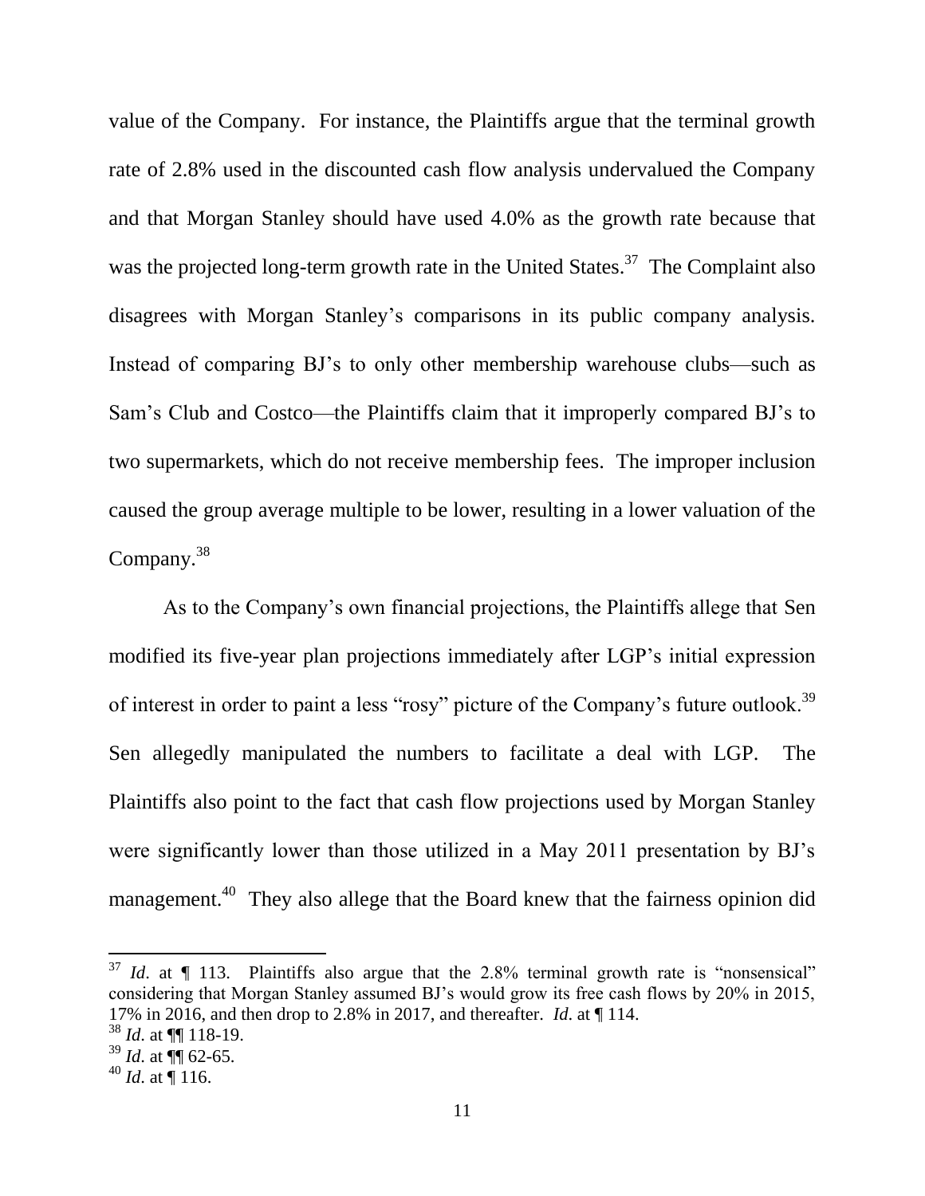value of the Company. For instance, the Plaintiffs argue that the terminal growth rate of 2.8% used in the discounted cash flow analysis undervalued the Company and that Morgan Stanley should have used 4.0% as the growth rate because that was the projected long-term growth rate in the United States.[37] The Complaint also disagrees with Morgan Stanley's comparisons in its public company analysis. Instead of comparing BJ's to only other membership warehouse clubs—such as Sam's Club and Costco—the Plaintiffs claim that it improperly compared BJ's to two supermarkets, which do not receive membership fees. The improper inclusion caused the group average multiple to be lower, resulting in a lower valuation of the Company.[38]

As to the Company's own financial projections, the Plaintiffs allege that Sen modified its five-year plan projections immediately after LGP's initial expression of interest in order to paint a less "rosy" picture of the Company's future outlook.[39] Sen allegedly manipulated the numbers to facilitate a deal with LGP. The Plaintiffs also point to the fact that cash flow projections used by Morgan Stanley were significantly lower than those utilized in a May 2011 presentation by BJ's management.[40] They also allege that the Board knew that the fairness opinion did

---

[37] *Id*. at ¶ 113. Plaintiffs also argue that the 2.8% terminal growth rate is "nonsensical" considering that Morgan Stanley assumed BJ's would grow its free cash flows by 20% in 2015, 17% in 2016, and then drop to 2.8% in 2017, and thereafter. *Id*. at ¶ 114.

[38] *Id*. at ¶¶ 118-19.

[39] *Id*. at ¶¶ 62-65.

[40] *Id*. at ¶ 116.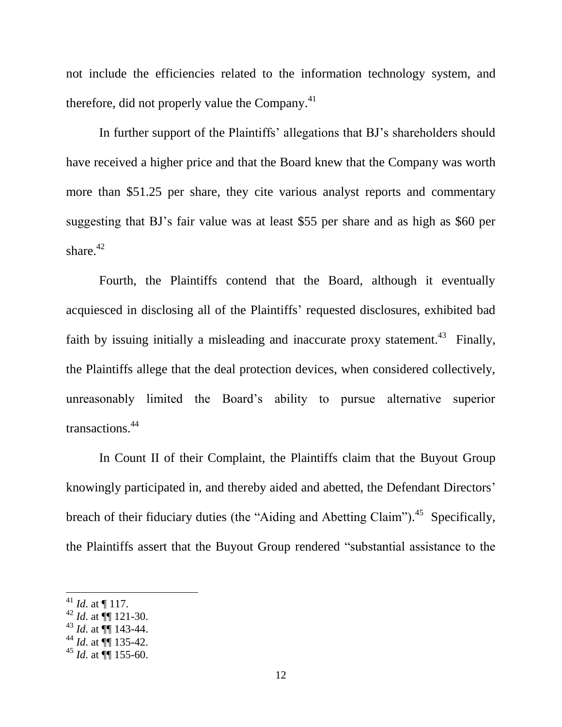not include the efficiencies related to the information technology system, and therefore, did not properly value the Company.[41]

In further support of the Plaintiffs' allegations that BJ's shareholders should have received a higher price and that the Board knew that the Company was worth more than $51.25 per share, they cite various analyst reports and commentary suggesting that BJ's fair value was at least $55 per share and as high as $60 per share.[42]

Fourth, the Plaintiffs contend that the Board, although it eventually acquiesced in disclosing all of the Plaintiffs' requested disclosures, exhibited bad faith by issuing initially a misleading and inaccurate proxy statement.[43] Finally, the Plaintiffs allege that the deal protection devices, when considered collectively, unreasonably limited the Board's ability to pursue alternative superior transactions.[44]

In Count II of their Complaint, the Plaintiffs claim that the Buyout Group knowingly participated in, and thereby aided and abetted, the Defendant Directors' breach of their fiduciary duties (the "Aiding and Abetting Claim").[45] Specifically, the Plaintiffs assert that the Buyout Group rendered "substantial assistance to the

---

[41] *Id*. at ¶ 117.
[42] *Id*. at ¶¶ 121-30.
[43] *Id*. at ¶¶ 143-44.
[44] *Id*. at ¶¶ 135-42.
[45] *Id*. at ¶¶ 155-60.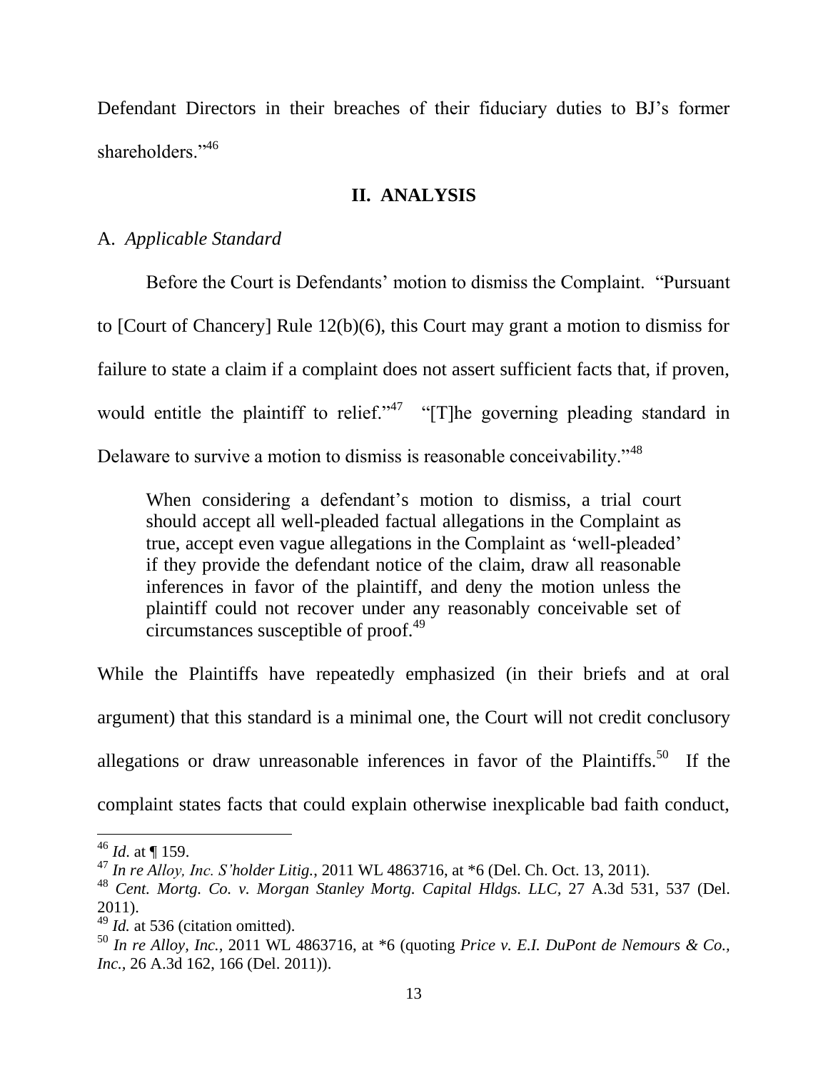Defendant Directors in their breaches of their fiduciary duties to BJ's former shareholders."[46]

## II. ANALYSIS

### A. *Applicable Standard*

Before the Court is Defendants' motion to dismiss the Complaint. "Pursuant to [Court of Chancery] Rule 12(b)(6), this Court may grant a motion to dismiss for failure to state a claim if a complaint does not assert sufficient facts that, if proven, would entitle the plaintiff to relief."[47] "[T]he governing pleading standard in Delaware to survive a motion to dismiss is reasonable conceivability."[48]

> When considering a defendant's motion to dismiss, a trial court should accept all well-pleaded factual allegations in the Complaint as true, accept even vague allegations in the Complaint as 'well-pleaded' if they provide the defendant notice of the claim, draw all reasonable inferences in favor of the plaintiff, and deny the motion unless the plaintiff could not recover under any reasonably conceivable set of circumstances susceptible of proof.[49]

While the Plaintiffs have repeatedly emphasized (in their briefs and at oral argument) that this standard is a minimal one, the Court will not credit conclusory allegations or draw unreasonable inferences in favor of the Plaintiffs.[50] If the complaint states facts that could explain otherwise inexplicable bad faith conduct,

---

[46] *Id.* at ¶ 159.

[47] *In re Alloy, Inc. S'holder Litig.*, 2011 WL 4863716, at *6 (Del. Ch. Oct. 13, 2011).

[48] *Cent. Mortg. Co. v. Morgan Stanley Mortg. Capital Hldgs. LLC*, 27 A.3d 531, 537 (Del. 2011).

[49] *Id.* at 536 (citation omitted).

[50] *In re Alloy, Inc.*, 2011 WL 4863716, at *6 (quoting *Price v. E.I. DuPont de Nemours & Co., Inc.*, 26 A.3d 162, 166 (Del. 2011)).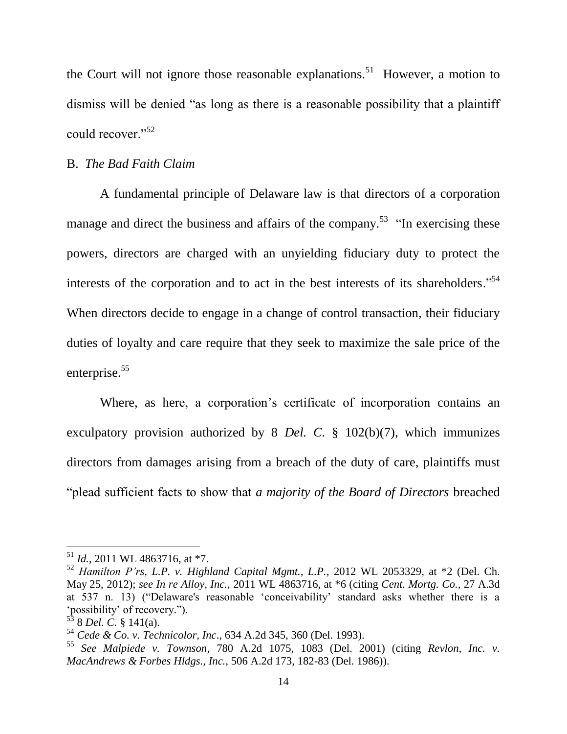the Court will not ignore those reasonable explanations.[51] However, a motion to dismiss will be denied "as long as there is a reasonable possibility that a plaintiff could recover."[52]

B. *The Bad Faith Claim*

A fundamental principle of Delaware law is that directors of a corporation manage and direct the business and affairs of the company.[53] "In exercising these powers, directors are charged with an unyielding fiduciary duty to protect the interests of the corporation and to act in the best interests of its shareholders."[54] When directors decide to engage in a change of control transaction, their fiduciary duties of loyalty and care require that they seek to maximize the sale price of the enterprise.[55]

Where, as here, a corporation's certificate of incorporation contains an exculpatory provision authorized by 8 *Del. C.* § 102(b)(7), which immunizes directors from damages arising from a breach of the duty of care, plaintiffs must "plead sufficient facts to show that *a majority of the Board of Directors* breached

---

[51] *Id.*, 2011 WL 4863716, at *7.

[52] *Hamilton P'rs, L.P. v. Highland Capital Mgmt., L.P.*, 2012 WL 2053329, at *2 (Del. Ch. May 25, 2012); *see In re Alloy, Inc.*, 2011 WL 4863716, at *6 (citing *Cent. Mortg. Co.*, 27 A.3d at 537 n. 13) ("Delaware's reasonable 'conceivability' standard asks whether there is a 'possibility' of recovery.").

[53] 8 *Del. C*. § 141(a).

[54] *Cede & Co. v. Technicolor, Inc*., 634 A.2d 345, 360 (Del. 1993).

[55] *See Malpiede v. Townson*, 780 A.2d 1075, 1083 (Del. 2001) (citing *Revlon, Inc. v. MacAndrews & Forbes Hldgs., Inc.*, 506 A.2d 173, 182-83 (Del. 1986)).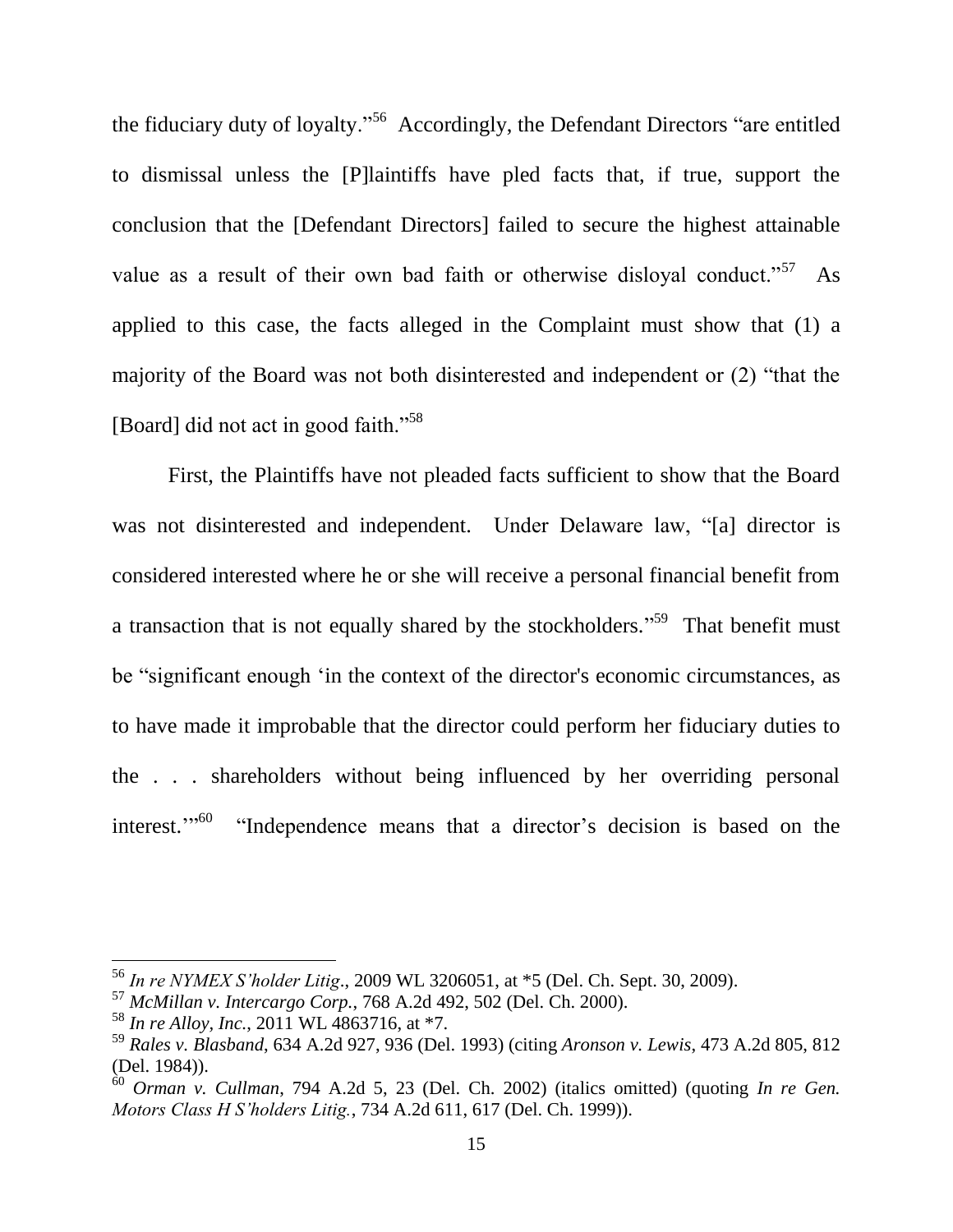the fiduciary duty of loyalty."[56] Accordingly, the Defendant Directors "are entitled to dismissal unless the [P]laintiffs have pled facts that, if true, support the conclusion that the [Defendant Directors] failed to secure the highest attainable value as a result of their own bad faith or otherwise disloyal conduct."[57] As applied to this case, the facts alleged in the Complaint must show that (1) a majority of the Board was not both disinterested and independent or (2) "that the [Board] did not act in good faith."[58]

First, the Plaintiffs have not pleaded facts sufficient to show that the Board was not disinterested and independent. Under Delaware law, "[a] director is considered interested where he or she will receive a personal financial benefit from a transaction that is not equally shared by the stockholders."[59] That benefit must be "significant enough 'in the context of the director's economic circumstances, as to have made it improbable that the director could perform her fiduciary duties to the . . . shareholders without being influenced by her overriding personal interest.'"[60] "Independence means that a director's decision is based on the

---

[56] *In re NYMEX S'holder Litig*., 2009 WL 3206051, at *5 (Del. Ch. Sept. 30, 2009).

[57] *McMillan v. Intercargo Corp.*, 768 A.2d 492, 502 (Del. Ch. 2000).

[58] *In re Alloy, Inc.*, 2011 WL 4863716, at *7.

[59] *Rales v. Blasband*, 634 A.2d 927, 936 (Del. 1993) (citing *Aronson v. Lewis*, 473 A.2d 805, 812 (Del. 1984)).

[60] *Orman v. Cullman*, 794 A.2d 5, 23 (Del. Ch. 2002) (italics omitted) (quoting *In re Gen. Motors Class H S'holders Litig.*, 734 A.2d 611, 617 (Del. Ch. 1999)).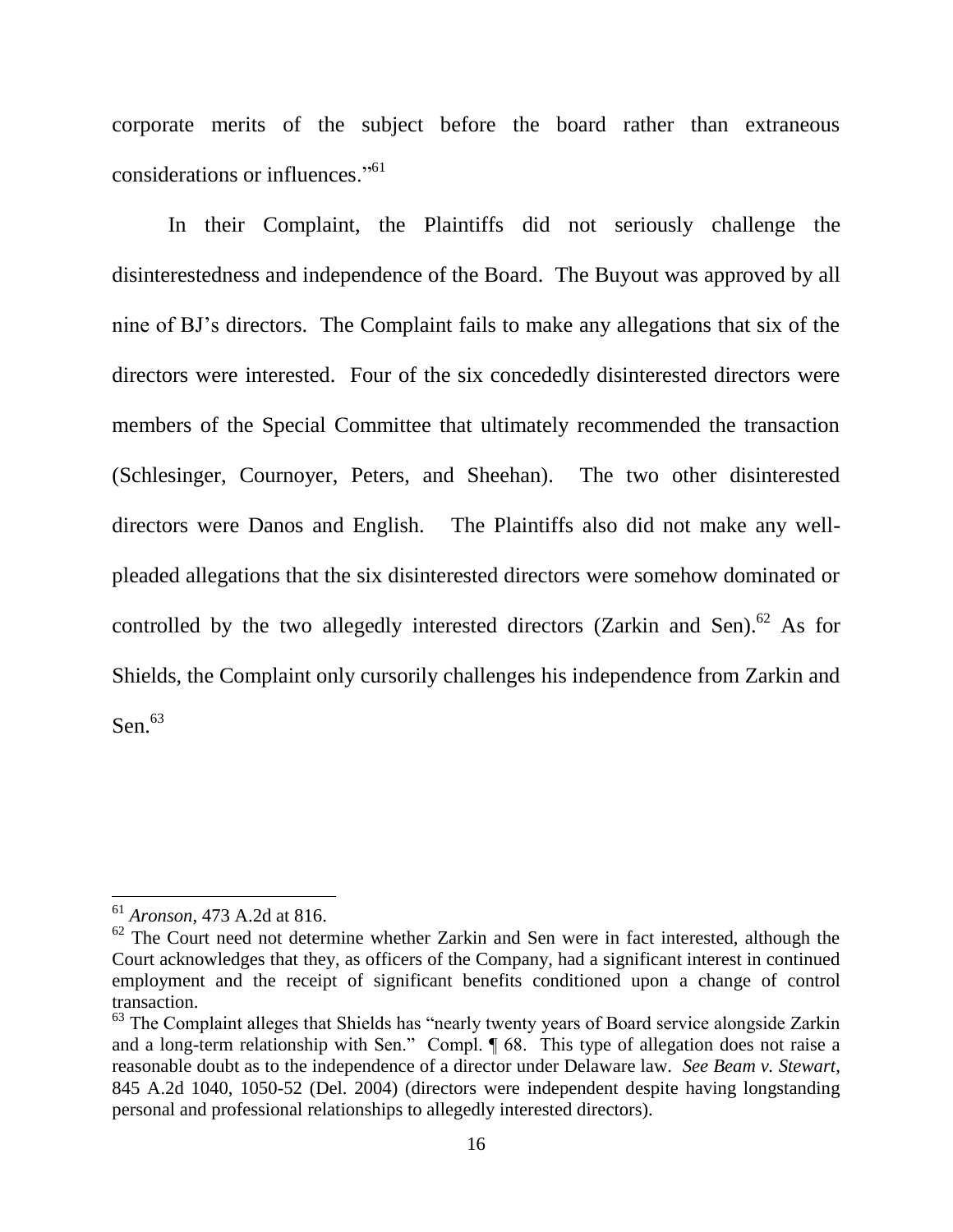corporate merits of the subject before the board rather than extraneous considerations or influences."[61]

In their Complaint, the Plaintiffs did not seriously challenge the disinterestedness and independence of the Board. The Buyout was approved by all nine of BJ's directors. The Complaint fails to make any allegations that six of the directors were interested. Four of the six concededly disinterested directors were members of the Special Committee that ultimately recommended the transaction (Schlesinger, Cournoyer, Peters, and Sheehan). The two other disinterested directors were Danos and English. The Plaintiffs also did not make any well-pleaded allegations that the six disinterested directors were somehow dominated or controlled by the two allegedly interested directors (Zarkin and Sen).[62] As for Shields, the Complaint only cursorily challenges his independence from Zarkin and Sen.[63]

---

[61] *Aronson*, 473 A.2d at 816.

[62] The Court need not determine whether Zarkin and Sen were in fact interested, although the Court acknowledges that they, as officers of the Company, had a significant interest in continued employment and the receipt of significant benefits conditioned upon a change of control transaction.

[63] The Complaint alleges that Shields has "nearly twenty years of Board service alongside Zarkin and a long-term relationship with Sen." Compl. ¶ 68. This type of allegation does not raise a reasonable doubt as to the independence of a director under Delaware law. *See Beam v. Stewart*, 845 A.2d 1040, 1050-52 (Del. 2004) (directors were independent despite having longstanding personal and professional relationships to allegedly interested directors).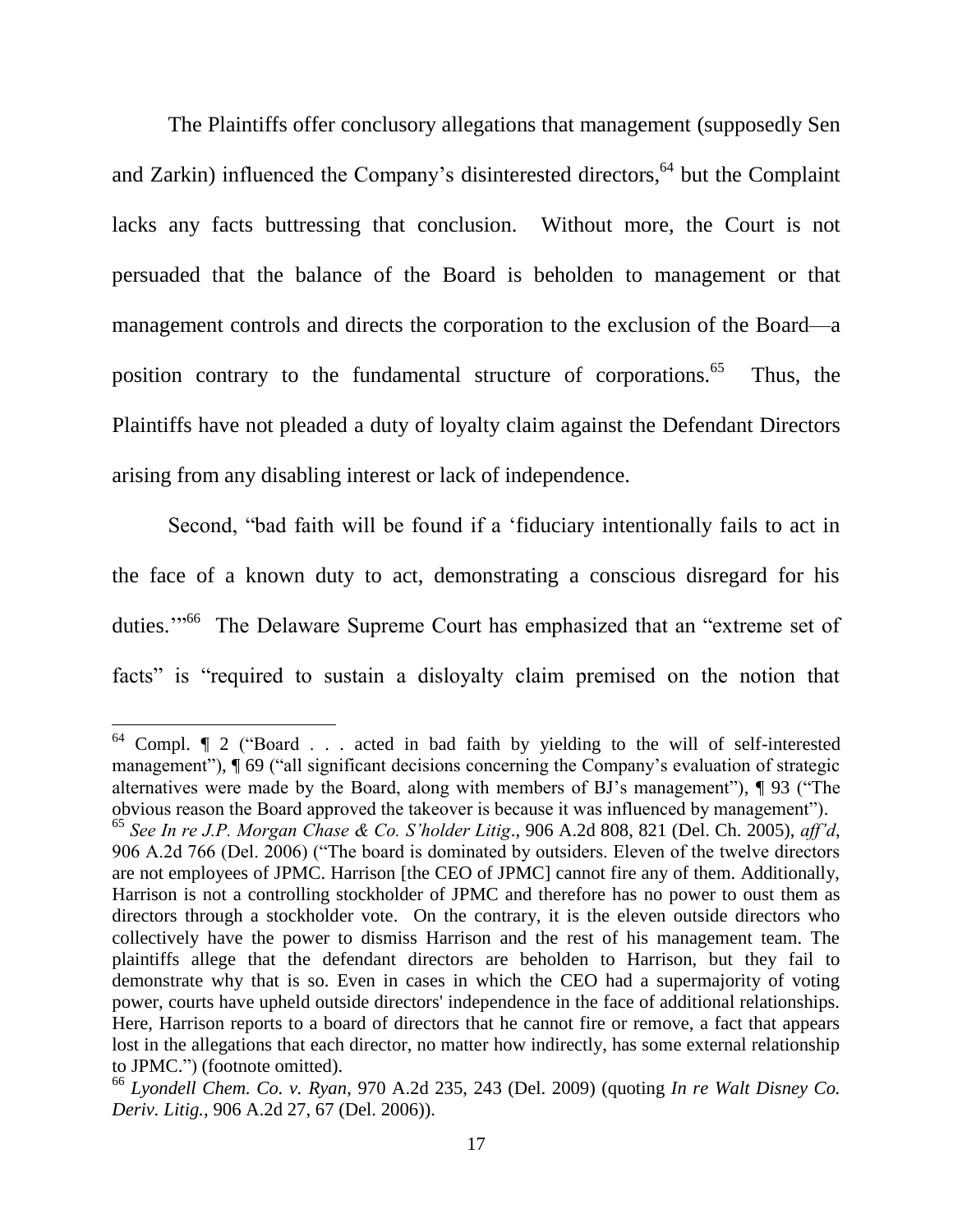The Plaintiffs offer conclusory allegations that management (supposedly Sen and Zarkin) influenced the Company's disinterested directors,[64] but the Complaint lacks any facts buttressing that conclusion. Without more, the Court is not persuaded that the balance of the Board is beholden to management or that management controls and directs the corporation to the exclusion of the Board—a position contrary to the fundamental structure of corporations.[65] Thus, the Plaintiffs have not pleaded a duty of loyalty claim against the Defendant Directors arising from any disabling interest or lack of independence.

Second, "bad faith will be found if a 'fiduciary intentionally fails to act in the face of a known duty to act, demonstrating a conscious disregard for his duties.'"[66] The Delaware Supreme Court has emphasized that an "extreme set of facts" is "required to sustain a disloyalty claim premised on the notion that

---

[64] Compl. ¶ 2 ("Board . . . acted in bad faith by yielding to the will of self-interested management"), ¶ 69 ("all significant decisions concerning the Company's evaluation of strategic alternatives were made by the Board, along with members of BJ's management"), ¶ 93 ("The obvious reason the Board approved the takeover is because it was influenced by management").

[65] *See In re J.P. Morgan Chase & Co. S'holder Litig*., 906 A.2d 808, 821 (Del. Ch. 2005), *aff'd*, 906 A.2d 766 (Del. 2006) ("The board is dominated by outsiders. Eleven of the twelve directors are not employees of JPMC. Harrison [the CEO of JPMC] cannot fire any of them. Additionally, Harrison is not a controlling stockholder of JPMC and therefore has no power to oust them as directors through a stockholder vote. On the contrary, it is the eleven outside directors who collectively have the power to dismiss Harrison and the rest of his management team. The plaintiffs allege that the defendant directors are beholden to Harrison, but they fail to demonstrate why that is so. Even in cases in which the CEO had a supermajority of voting power, courts have upheld outside directors' independence in the face of additional relationships. Here, Harrison reports to a board of directors that he cannot fire or remove, a fact that appears lost in the allegations that each director, no matter how indirectly, has some external relationship to JPMC.") (footnote omitted).

[66] *Lyondell Chem. Co. v. Ryan*, 970 A.2d 235, 243 (Del. 2009) (quoting *In re Walt Disney Co. Deriv. Litig.*, 906 A.2d 27, 67 (Del. 2006)).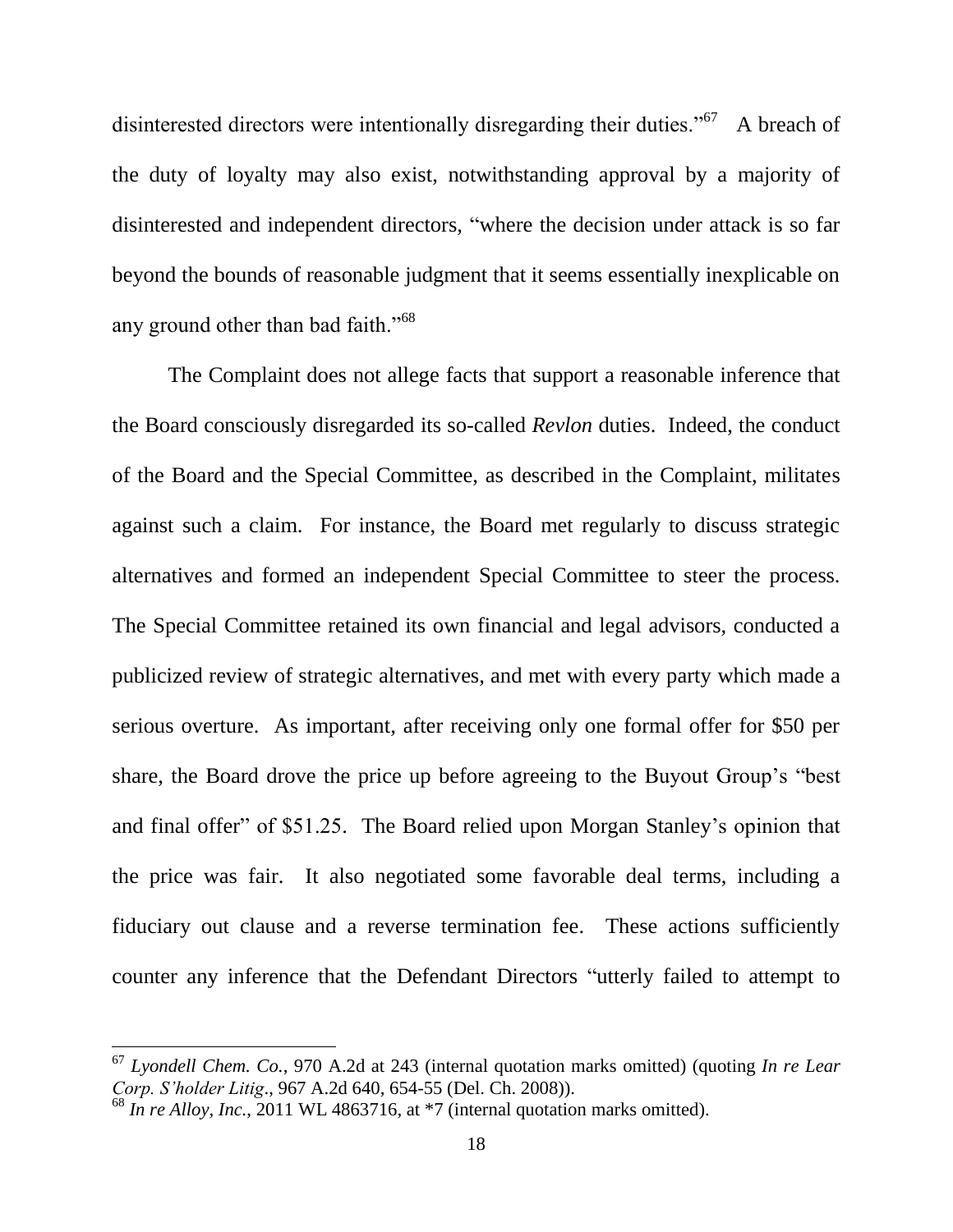disinterested directors were intentionally disregarding their duties."[67] A breach of the duty of loyalty may also exist, notwithstanding approval by a majority of disinterested and independent directors, "where the decision under attack is so far beyond the bounds of reasonable judgment that it seems essentially inexplicable on any ground other than bad faith."[68]

The Complaint does not allege facts that support a reasonable inference that the Board consciously disregarded its so-called *Revlon* duties. Indeed, the conduct of the Board and the Special Committee, as described in the Complaint, militates against such a claim. For instance, the Board met regularly to discuss strategic alternatives and formed an independent Special Committee to steer the process. The Special Committee retained its own financial and legal advisors, conducted a publicized review of strategic alternatives, and met with every party which made a serious overture. As important, after receiving only one formal offer for $50 per share, the Board drove the price up before agreeing to the Buyout Group's "best and final offer" of $51.25. The Board relied upon Morgan Stanley's opinion that the price was fair. It also negotiated some favorable deal terms, including a fiduciary out clause and a reverse termination fee. These actions sufficiently counter any inference that the Defendant Directors "utterly failed to attempt to

---

[67] *Lyondell Chem. Co.*, 970 A.2d at 243 (internal quotation marks omitted) (quoting *In re Lear Corp. S'holder Litig*., 967 A.2d 640, 654-55 (Del. Ch. 2008)).

[68] *In re Alloy, Inc.*, 2011 WL 4863716, at *7 (internal quotation marks omitted).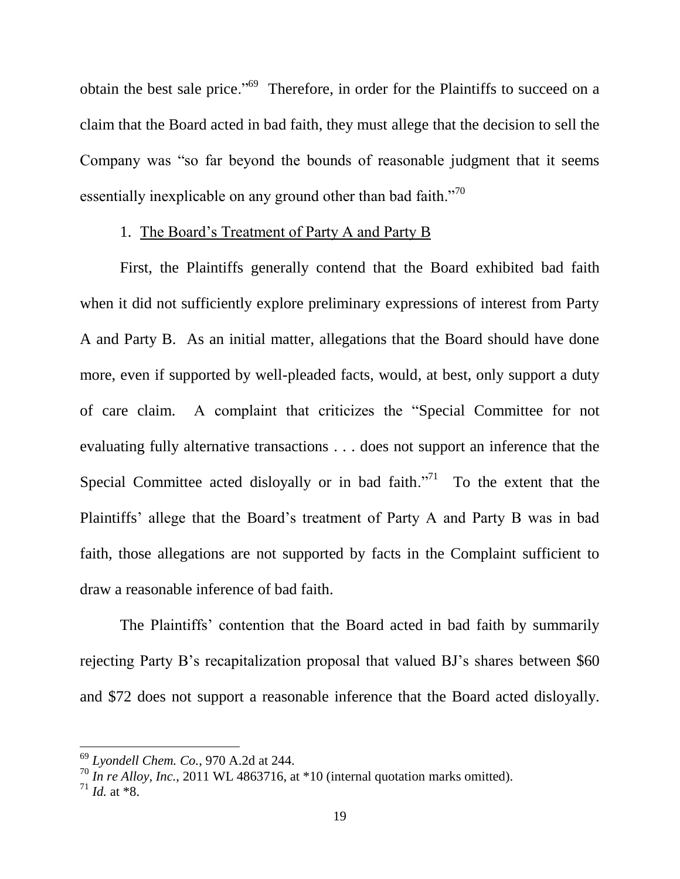obtain the best sale price."[69] Therefore, in order for the Plaintiffs to succeed on a claim that the Board acted in bad faith, they must allege that the decision to sell the Company was "so far beyond the bounds of reasonable judgment that it seems essentially inexplicable on any ground other than bad faith."[70]

1. The Board's Treatment of Party A and Party B

First, the Plaintiffs generally contend that the Board exhibited bad faith when it did not sufficiently explore preliminary expressions of interest from Party A and Party B. As an initial matter, allegations that the Board should have done more, even if supported by well-pleaded facts, would, at best, only support a duty of care claim. A complaint that criticizes the "Special Committee for not evaluating fully alternative transactions . . . does not support an inference that the Special Committee acted disloyally or in bad faith."[71] To the extent that the Plaintiffs' allege that the Board's treatment of Party A and Party B was in bad faith, those allegations are not supported by facts in the Complaint sufficient to draw a reasonable inference of bad faith.

The Plaintiffs' contention that the Board acted in bad faith by summarily rejecting Party B's recapitalization proposal that valued BJ's shares between $60 and $72 does not support a reasonable inference that the Board acted disloyally.

---

[69] *Lyondell Chem. Co.*, 970 A.2d at 244.

[70] *In re Alloy, Inc.*, 2011 WL 4863716, at *10 (internal quotation marks omitted).

[71] *Id.* at *8.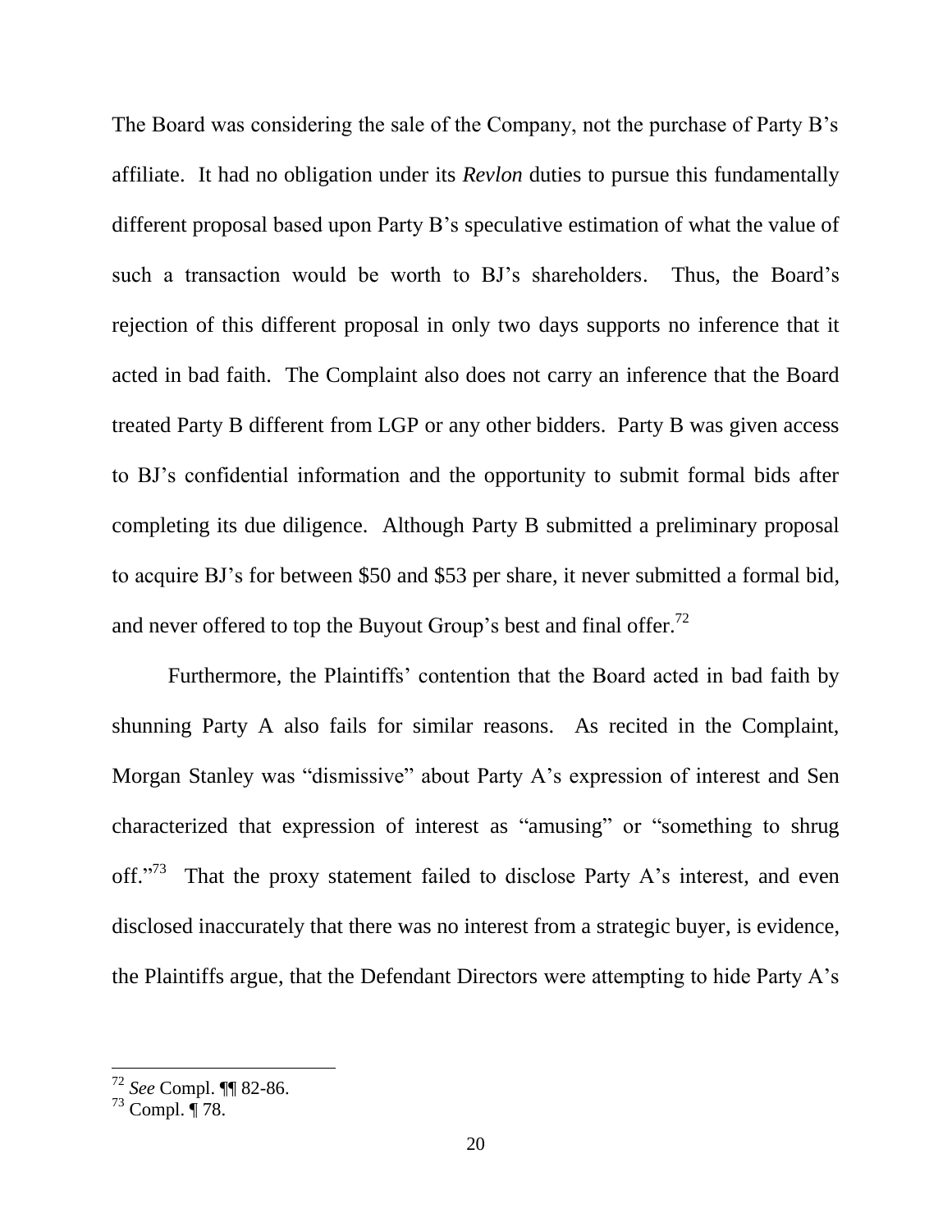The Board was considering the sale of the Company, not the purchase of Party B's affiliate. It had no obligation under its *Revlon* duties to pursue this fundamentally different proposal based upon Party B's speculative estimation of what the value of such a transaction would be worth to BJ's shareholders. Thus, the Board's rejection of this different proposal in only two days supports no inference that it acted in bad faith. The Complaint also does not carry an inference that the Board treated Party B different from LGP or any other bidders. Party B was given access to BJ's confidential information and the opportunity to submit formal bids after completing its due diligence. Although Party B submitted a preliminary proposal to acquire BJ's for between $50 and $53 per share, it never submitted a formal bid, and never offered to top the Buyout Group's best and final offer.[72]

Furthermore, the Plaintiffs' contention that the Board acted in bad faith by shunning Party A also fails for similar reasons. As recited in the Complaint, Morgan Stanley was "dismissive" about Party A's expression of interest and Sen characterized that expression of interest as "amusing" or "something to shrug off."[73] That the proxy statement failed to disclose Party A's interest, and even disclosed inaccurately that there was no interest from a strategic buyer, is evidence, the Plaintiffs argue, that the Defendant Directors were attempting to hide Party A's

---

[72] *See* Compl. ¶¶ 82-86.

[73] Compl. ¶ 78.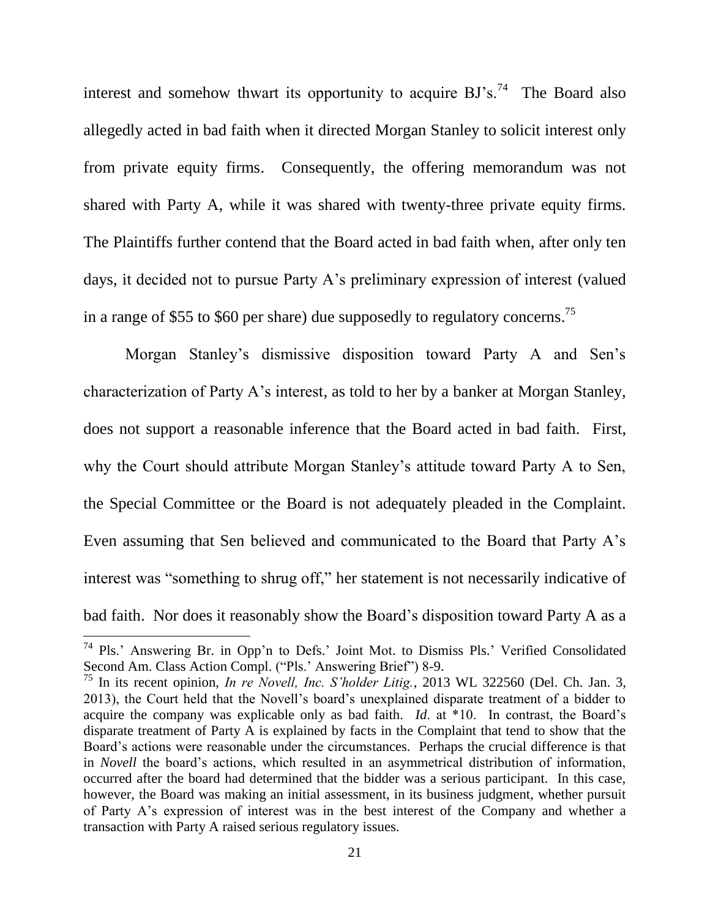interest and somehow thwart its opportunity to acquire BJ's.[74] The Board also allegedly acted in bad faith when it directed Morgan Stanley to solicit interest only from private equity firms. Consequently, the offering memorandum was not shared with Party A, while it was shared with twenty-three private equity firms. The Plaintiffs further contend that the Board acted in bad faith when, after only ten days, it decided not to pursue Party A's preliminary expression of interest (valued in a range of \$55 to \$60 per share) due supposedly to regulatory concerns.[75]

Morgan Stanley's dismissive disposition toward Party A and Sen's characterization of Party A's interest, as told to her by a banker at Morgan Stanley, does not support a reasonable inference that the Board acted in bad faith. First, why the Court should attribute Morgan Stanley's attitude toward Party A to Sen, the Special Committee or the Board is not adequately pleaded in the Complaint. Even assuming that Sen believed and communicated to the Board that Party A's interest was "something to shrug off," her statement is not necessarily indicative of bad faith. Nor does it reasonably show the Board's disposition toward Party A as a

---

[74] Pls.' Answering Br. in Opp'n to Defs.' Joint Mot. to Dismiss Pls.' Verified Consolidated Second Am. Class Action Compl. ("Pls.' Answering Brief") 8-9.

[75] In its recent opinion, *In re Novell, Inc. S'holder Litig.*, 2013 WL 322560 (Del. Ch. Jan. 3, 2013), the Court held that the Novell's board's unexplained disparate treatment of a bidder to acquire the company was explicable only as bad faith. *Id.* at \*10. In contrast, the Board's disparate treatment of Party A is explained by facts in the Complaint that tend to show that the Board's actions were reasonable under the circumstances. Perhaps the crucial difference is that in *Novell* the board's actions, which resulted in an asymmetrical distribution of information, occurred after the board had determined that the bidder was a serious participant. In this case, however, the Board was making an initial assessment, in its business judgment, whether pursuit of Party A's expression of interest was in the best interest of the Company and whether a transaction with Party A raised serious regulatory issues.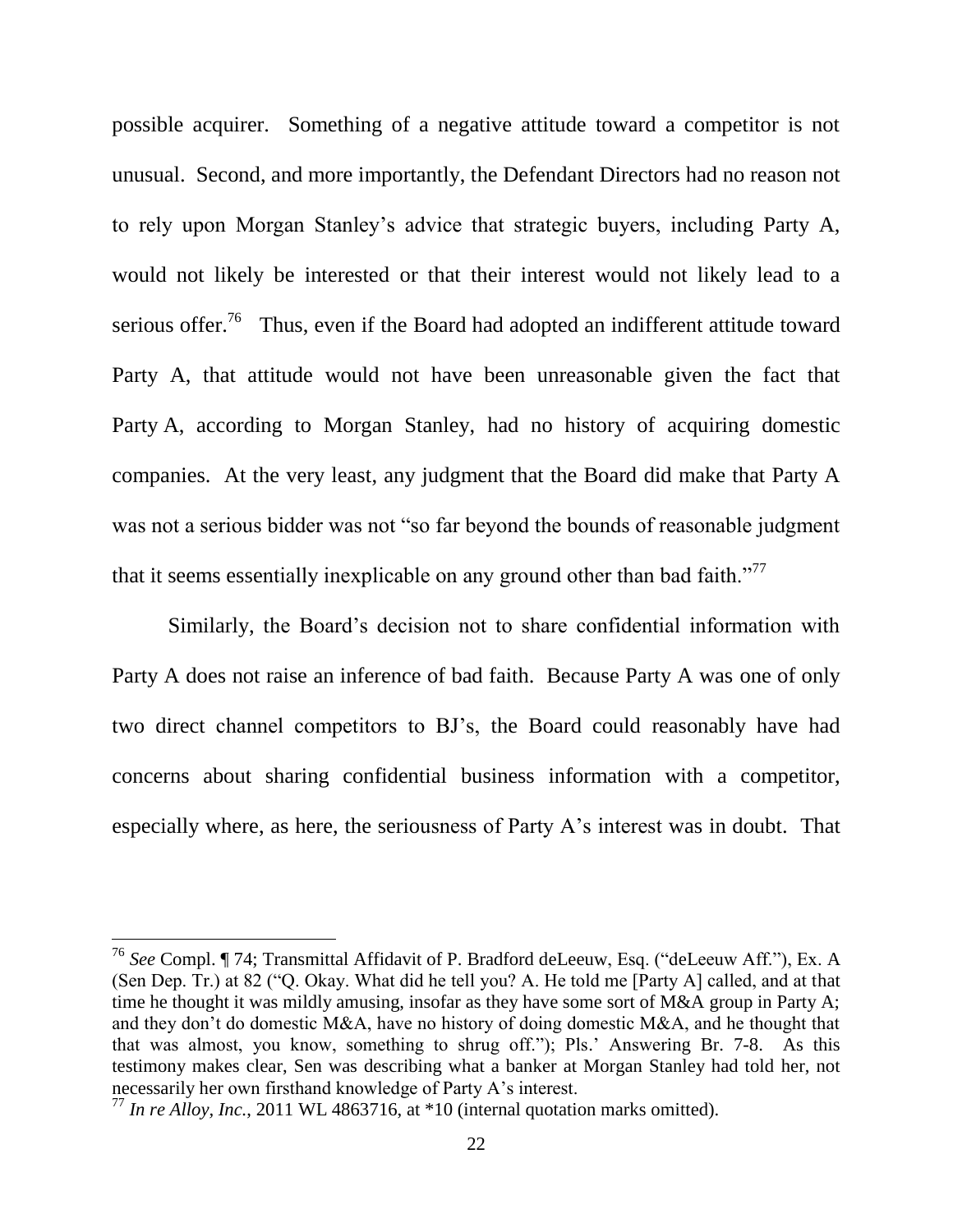possible acquirer. Something of a negative attitude toward a competitor is not unusual. Second, and more importantly, the Defendant Directors had no reason not to rely upon Morgan Stanley's advice that strategic buyers, including Party A, would not likely be interested or that their interest would not likely lead to a serious offer.[76] Thus, even if the Board had adopted an indifferent attitude toward Party A, that attitude would not have been unreasonable given the fact that Party A, according to Morgan Stanley, had no history of acquiring domestic companies. At the very least, any judgment that the Board did make that Party A was not a serious bidder was not "so far beyond the bounds of reasonable judgment that it seems essentially inexplicable on any ground other than bad faith."[77]

Similarly, the Board's decision not to share confidential information with Party A does not raise an inference of bad faith. Because Party A was one of only two direct channel competitors to BJ's, the Board could reasonably have had concerns about sharing confidential business information with a competitor, especially where, as here, the seriousness of Party A's interest was in doubt. That

---

[76] *See* Compl. ¶ 74; Transmittal Affidavit of P. Bradford deLeeuw, Esq. ("deLeeuw Aff."), Ex. A (Sen Dep. Tr.) at 82 ("Q. Okay. What did he tell you? A. He told me [Party A] called, and at that time he thought it was mildly amusing, insofar as they have some sort of M&A group in Party A; and they don't do domestic M&A, have no history of doing domestic M&A, and he thought that that was almost, you know, something to shrug off."); Pls.' Answering Br. 7-8. As this testimony makes clear, Sen was describing what a banker at Morgan Stanley had told her, not necessarily her own firsthand knowledge of Party A's interest.

[77] *In re Alloy, Inc.*, 2011 WL 4863716, at *10 (internal quotation marks omitted).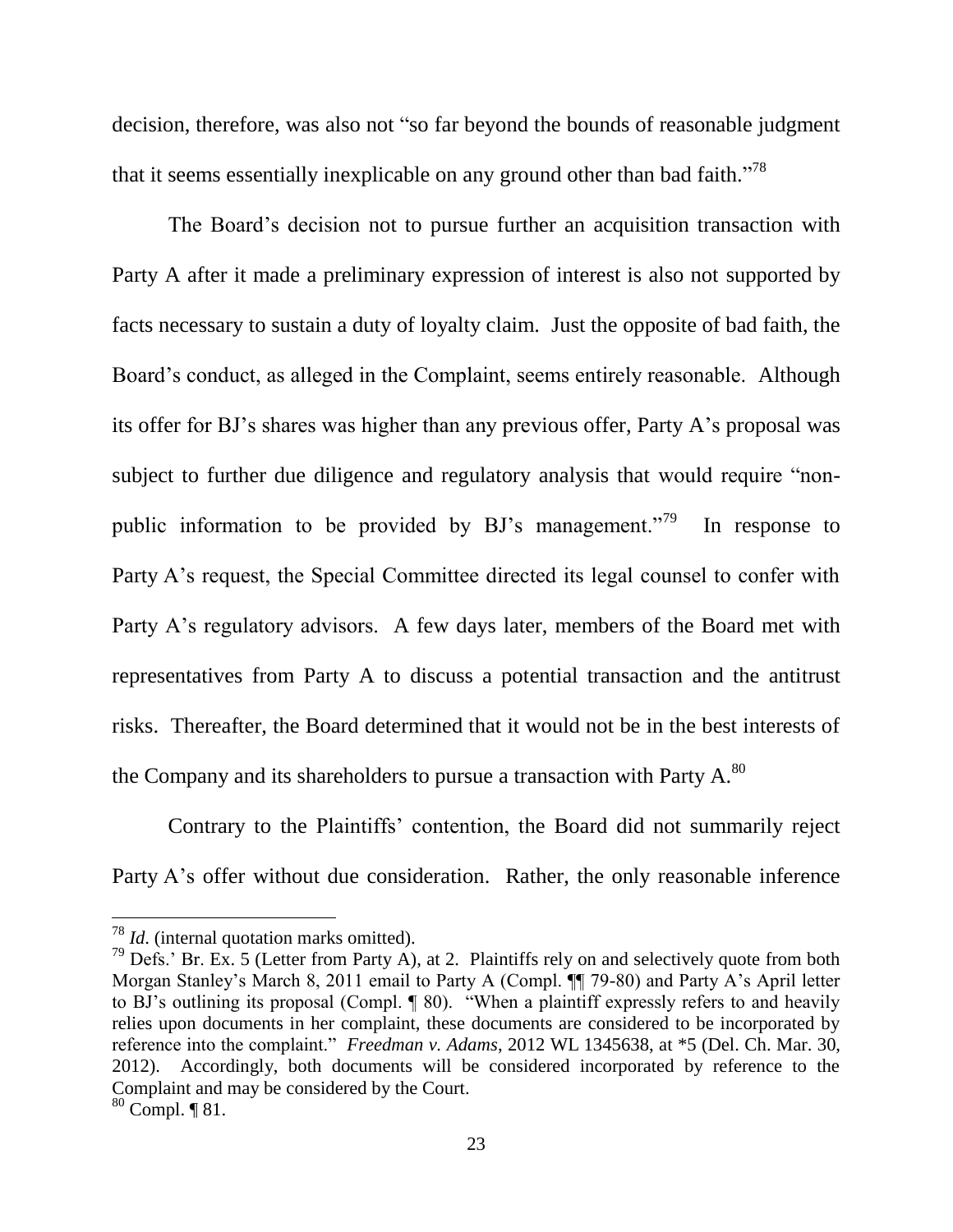decision, therefore, was also not "so far beyond the bounds of reasonable judgment that it seems essentially inexplicable on any ground other than bad faith."[78]

The Board's decision not to pursue further an acquisition transaction with Party A after it made a preliminary expression of interest is also not supported by facts necessary to sustain a duty of loyalty claim. Just the opposite of bad faith, the Board's conduct, as alleged in the Complaint, seems entirely reasonable. Although its offer for BJ's shares was higher than any previous offer, Party A's proposal was subject to further due diligence and regulatory analysis that would require "non-public information to be provided by BJ's management."[79] In response to Party A's request, the Special Committee directed its legal counsel to confer with Party A's regulatory advisors. A few days later, members of the Board met with representatives from Party A to discuss a potential transaction and the antitrust risks. Thereafter, the Board determined that it would not be in the best interests of the Company and its shareholders to pursue a transaction with Party A.[80]

Contrary to the Plaintiffs' contention, the Board did not summarily reject Party A's offer without due consideration. Rather, the only reasonable inference

---

[78] *Id*. (internal quotation marks omitted).

[79] Defs.' Br. Ex. 5 (Letter from Party A), at 2. Plaintiffs rely on and selectively quote from both Morgan Stanley's March 8, 2011 email to Party A (Compl. ¶¶ 79-80) and Party A's April letter to BJ's outlining its proposal (Compl. ¶ 80). "When a plaintiff expressly refers to and heavily relies upon documents in her complaint, these documents are considered to be incorporated by reference into the complaint." *Freedman v. Adams*, 2012 WL 1345638, at *5 (Del. Ch. Mar. 30, 2012). Accordingly, both documents will be considered incorporated by reference to the Complaint and may be considered by the Court.

[80] Compl. ¶ 81.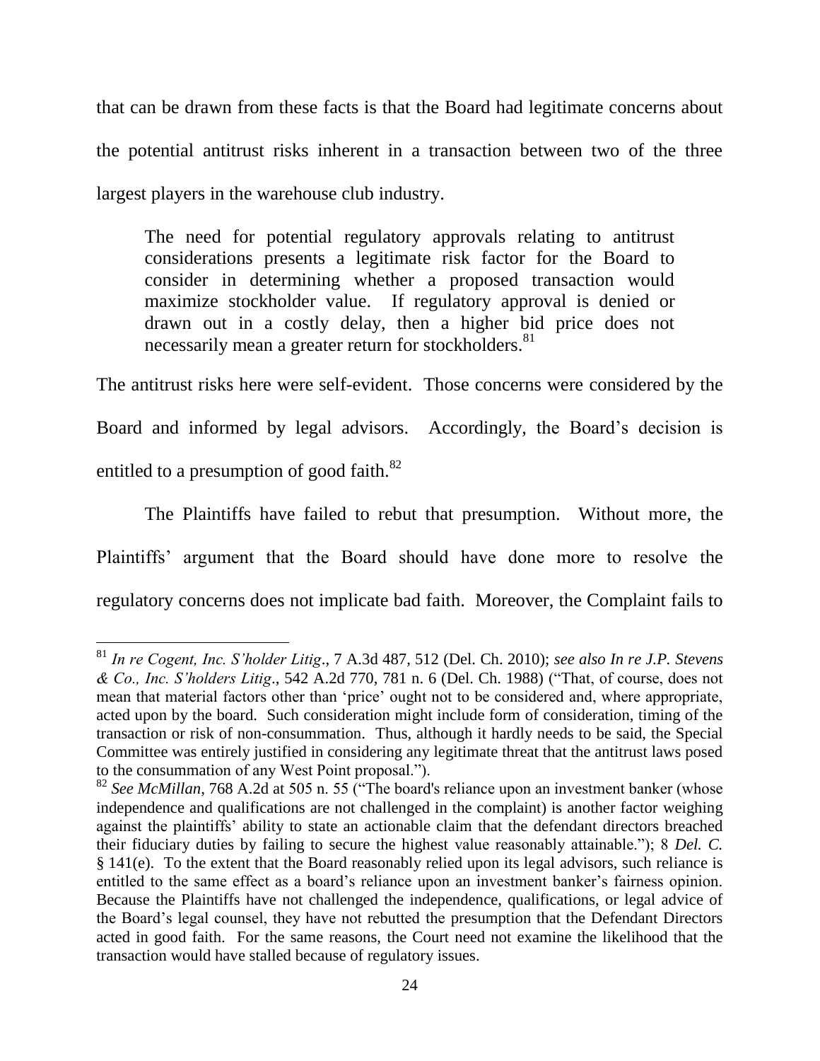that can be drawn from these facts is that the Board had legitimate concerns about the potential antitrust risks inherent in a transaction between two of the three largest players in the warehouse club industry.

> The need for potential regulatory approvals relating to antitrust considerations presents a legitimate risk factor for the Board to consider in determining whether a proposed transaction would maximize stockholder value. If regulatory approval is denied or drawn out in a costly delay, then a higher bid price does not necessarily mean a greater return for stockholders.[81]

The antitrust risks here were self-evident. Those concerns were considered by the Board and informed by legal advisors. Accordingly, the Board's decision is entitled to a presumption of good faith.[82]

The Plaintiffs have failed to rebut that presumption. Without more, the Plaintiffs' argument that the Board should have done more to resolve the regulatory concerns does not implicate bad faith. Moreover, the Complaint fails to

---

[81] *In re Cogent, Inc. S'holder Litig*., 7 A.3d 487, 512 (Del. Ch. 2010); *see also In re J.P. Stevens & Co., Inc. S'holders Litig*., 542 A.2d 770, 781 n. 6 (Del. Ch. 1988) ("That, of course, does not mean that material factors other than 'price' ought not to be considered and, where appropriate, acted upon by the board. Such consideration might include form of consideration, timing of the transaction or risk of non-consummation. Thus, although it hardly needs to be said, the Special Committee was entirely justified in considering any legitimate threat that the antitrust laws posed to the consummation of any West Point proposal.").

[82] *See McMillan*, 768 A.2d at 505 n. 55 ("The board's reliance upon an investment banker (whose independence and qualifications are not challenged in the complaint) is another factor weighing against the plaintiffs' ability to state an actionable claim that the defendant directors breached their fiduciary duties by failing to secure the highest value reasonably attainable."); 8 *Del. C.* § 141(e). To the extent that the Board reasonably relied upon its legal advisors, such reliance is entitled to the same effect as a board's reliance upon an investment banker's fairness opinion. Because the Plaintiffs have not challenged the independence, qualifications, or legal advice of the Board's legal counsel, they have not rebutted the presumption that the Defendant Directors acted in good faith. For the same reasons, the Court need not examine the likelihood that the transaction would have stalled because of regulatory issues.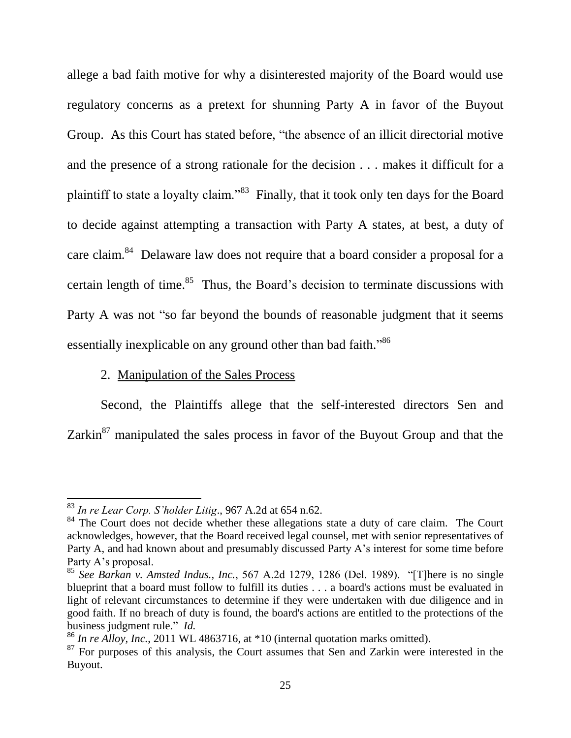allege a bad faith motive for why a disinterested majority of the Board would use regulatory concerns as a pretext for shunning Party A in favor of the Buyout Group. As this Court has stated before, "the absence of an illicit directorial motive and the presence of a strong rationale for the decision . . . makes it difficult for a plaintiff to state a loyalty claim."[83] Finally, that it took only ten days for the Board to decide against attempting a transaction with Party A states, at best, a duty of care claim.[84] Delaware law does not require that a board consider a proposal for a certain length of time.[85] Thus, the Board's decision to terminate discussions with Party A was not "so far beyond the bounds of reasonable judgment that it seems essentially inexplicable on any ground other than bad faith."[86]

2. Manipulation of the Sales Process

Second, the Plaintiffs allege that the self-interested directors Sen and Zarkin[87] manipulated the sales process in favor of the Buyout Group and that the

---

[83] *In re Lear Corp. S'holder Litig*., 967 A.2d at 654 n.62.

[84] The Court does not decide whether these allegations state a duty of care claim. The Court acknowledges, however, that the Board received legal counsel, met with senior representatives of Party A, and had known about and presumably discussed Party A's interest for some time before Party A's proposal.

[85] *See Barkan v. Amsted Indus., Inc.*, 567 A.2d 1279, 1286 (Del. 1989). "[T]here is no single blueprint that a board must follow to fulfill its duties . . . a board's actions must be evaluated in light of relevant circumstances to determine if they were undertaken with due diligence and in good faith. If no breach of duty is found, the board's actions are entitled to the protections of the business judgment rule." *Id.*

[86] *In re Alloy, Inc.*, 2011 WL 4863716, at *10 (internal quotation marks omitted).

[87] For purposes of this analysis, the Court assumes that Sen and Zarkin were interested in the Buyout.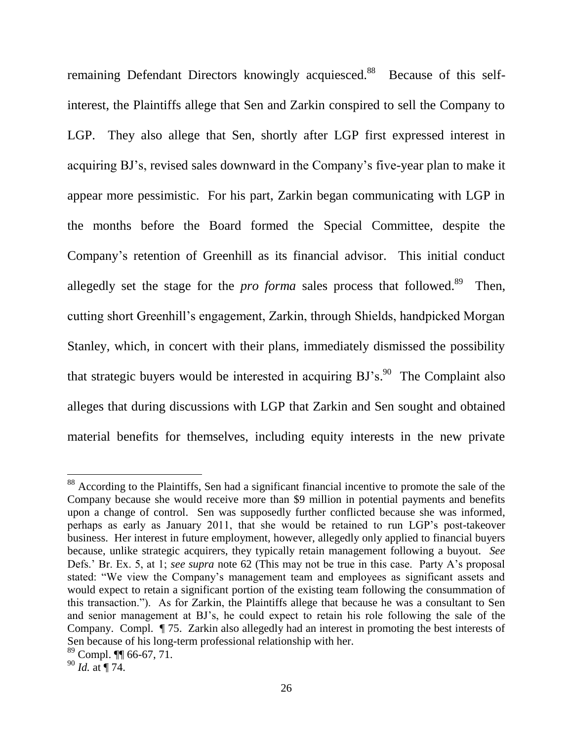remaining Defendant Directors knowingly acquiesced.[88] Because of this self-interest, the Plaintiffs allege that Sen and Zarkin conspired to sell the Company to LGP. They also allege that Sen, shortly after LGP first expressed interest in acquiring BJ's, revised sales downward in the Company's five-year plan to make it appear more pessimistic. For his part, Zarkin began communicating with LGP in the months before the Board formed the Special Committee, despite the Company's retention of Greenhill as its financial advisor. This initial conduct allegedly set the stage for the *pro forma* sales process that followed.[89] Then, cutting short Greenhill's engagement, Zarkin, through Shields, handpicked Morgan Stanley, which, in concert with their plans, immediately dismissed the possibility that strategic buyers would be interested in acquiring BJ's.[90] The Complaint also alleges that during discussions with LGP that Zarkin and Sen sought and obtained material benefits for themselves, including equity interests in the new private

---

[88] According to the Plaintiffs, Sen had a significant financial incentive to promote the sale of the Company because she would receive more than $9 million in potential payments and benefits upon a change of control. Sen was supposedly further conflicted because she was informed, perhaps as early as January 2011, that she would be retained to run LGP's post-takeover business. Her interest in future employment, however, allegedly only applied to financial buyers because, unlike strategic acquirers, they typically retain management following a buyout. *See* Defs.' Br. Ex. 5, at 1; *see supra* note 62 (This may not be true in this case. Party A's proposal stated: "We view the Company's management team and employees as significant assets and would expect to retain a significant portion of the existing team following the consummation of this transaction."). As for Zarkin, the Plaintiffs allege that because he was a consultant to Sen and senior management at BJ's, he could expect to retain his role following the sale of the Company. Compl. ¶ 75. Zarkin also allegedly had an interest in promoting the best interests of Sen because of his long-term professional relationship with her.

[89] Compl. ¶¶ 66-67, 71.

[90] *Id.* at ¶ 74.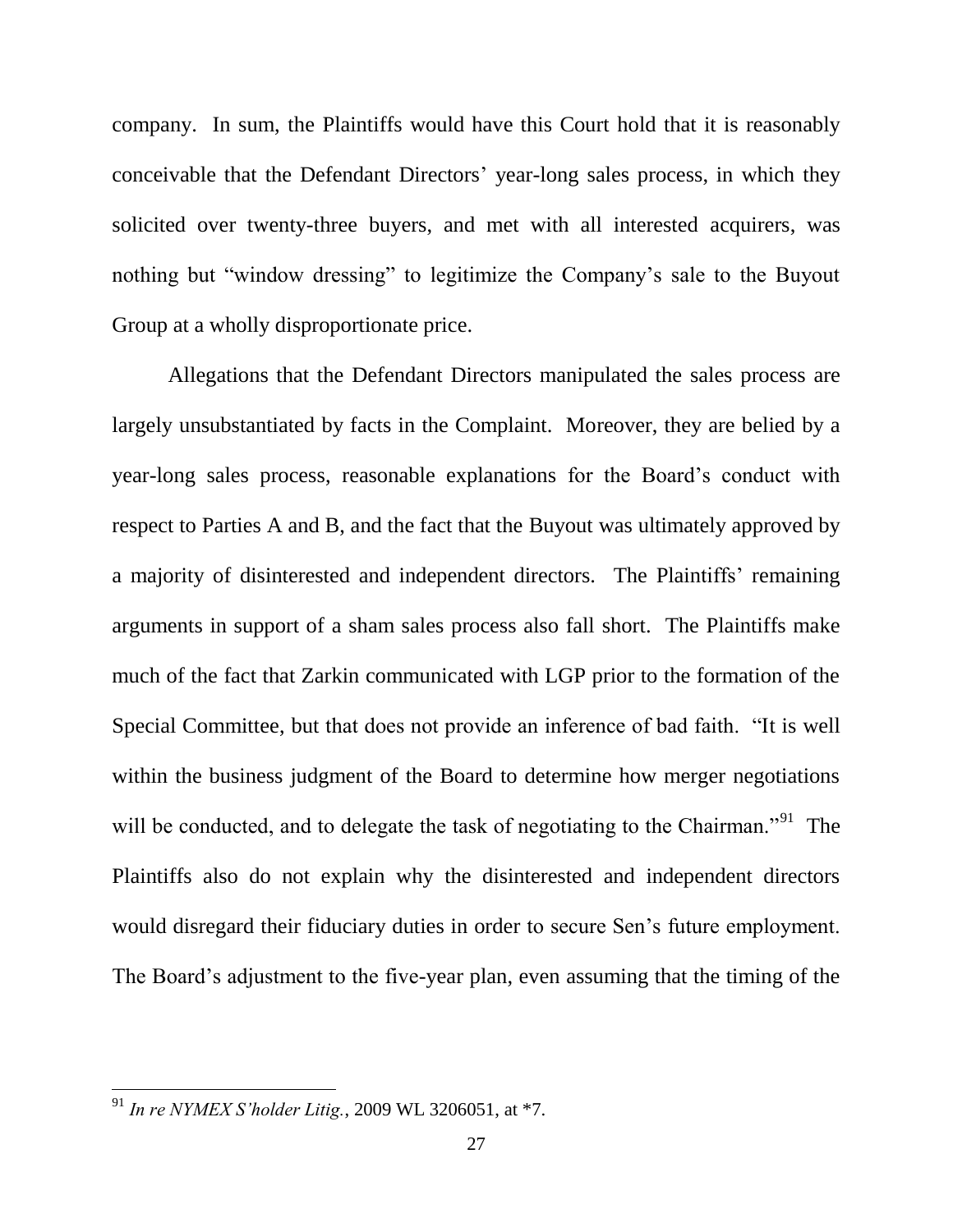company. In sum, the Plaintiffs would have this Court hold that it is reasonably conceivable that the Defendant Directors' year-long sales process, in which they solicited over twenty-three buyers, and met with all interested acquirers, was nothing but "window dressing" to legitimize the Company's sale to the Buyout Group at a wholly disproportionate price.

Allegations that the Defendant Directors manipulated the sales process are largely unsubstantiated by facts in the Complaint. Moreover, they are belied by a year-long sales process, reasonable explanations for the Board's conduct with respect to Parties A and B, and the fact that the Buyout was ultimately approved by a majority of disinterested and independent directors. The Plaintiffs' remaining arguments in support of a sham sales process also fall short. The Plaintiffs make much of the fact that Zarkin communicated with LGP prior to the formation of the Special Committee, but that does not provide an inference of bad faith. "It is well within the business judgment of the Board to determine how merger negotiations will be conducted, and to delegate the task of negotiating to the Chairman."[91] The Plaintiffs also do not explain why the disinterested and independent directors would disregard their fiduciary duties in order to secure Sen's future employment. The Board's adjustment to the five-year plan, even assuming that the timing of the

---

[91] *In re NYMEX S'holder Litig.*, 2009 WL 3206051, at *7.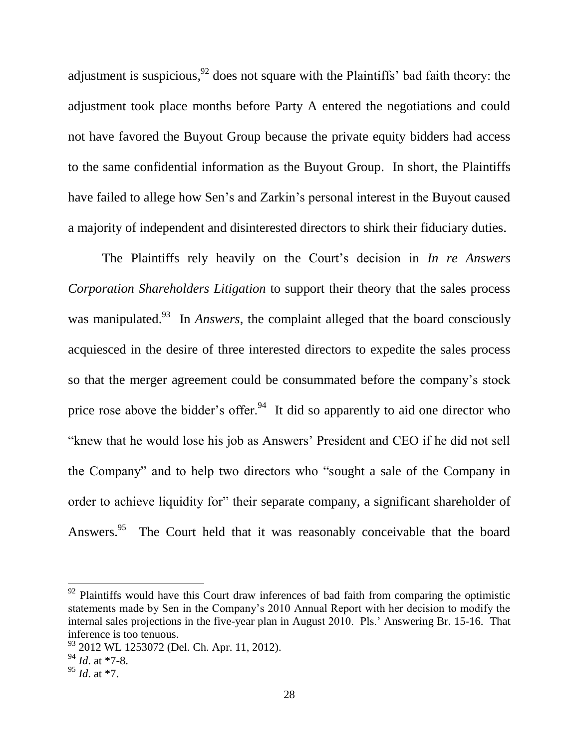adjustment is suspicious,[92] does not square with the Plaintiffs' bad faith theory: the adjustment took place months before Party A entered the negotiations and could not have favored the Buyout Group because the private equity bidders had access to the same confidential information as the Buyout Group. In short, the Plaintiffs have failed to allege how Sen's and Zarkin's personal interest in the Buyout caused a majority of independent and disinterested directors to shirk their fiduciary duties.

The Plaintiffs rely heavily on the Court's decision in *In re Answers Corporation Shareholders Litigation* to support their theory that the sales process was manipulated.[93] In *Answers*, the complaint alleged that the board consciously acquiesced in the desire of three interested directors to expedite the sales process so that the merger agreement could be consummated before the company's stock price rose above the bidder's offer.[94] It did so apparently to aid one director who "knew that he would lose his job as Answers' President and CEO if he did not sell the Company" and to help two directors who "sought a sale of the Company in order to achieve liquidity for" their separate company, a significant shareholder of Answers.[95] The Court held that it was reasonably conceivable that the board

---

[92] Plaintiffs would have this Court draw inferences of bad faith from comparing the optimistic statements made by Sen in the Company's 2010 Annual Report with her decision to modify the internal sales projections in the five-year plan in August 2010. Pls.' Answering Br. 15-16. That inference is too tenuous.

[93] 2012 WL 1253072 (Del. Ch. Apr. 11, 2012).

[94] *Id*. at *7-8.

[95] *Id*. at *7.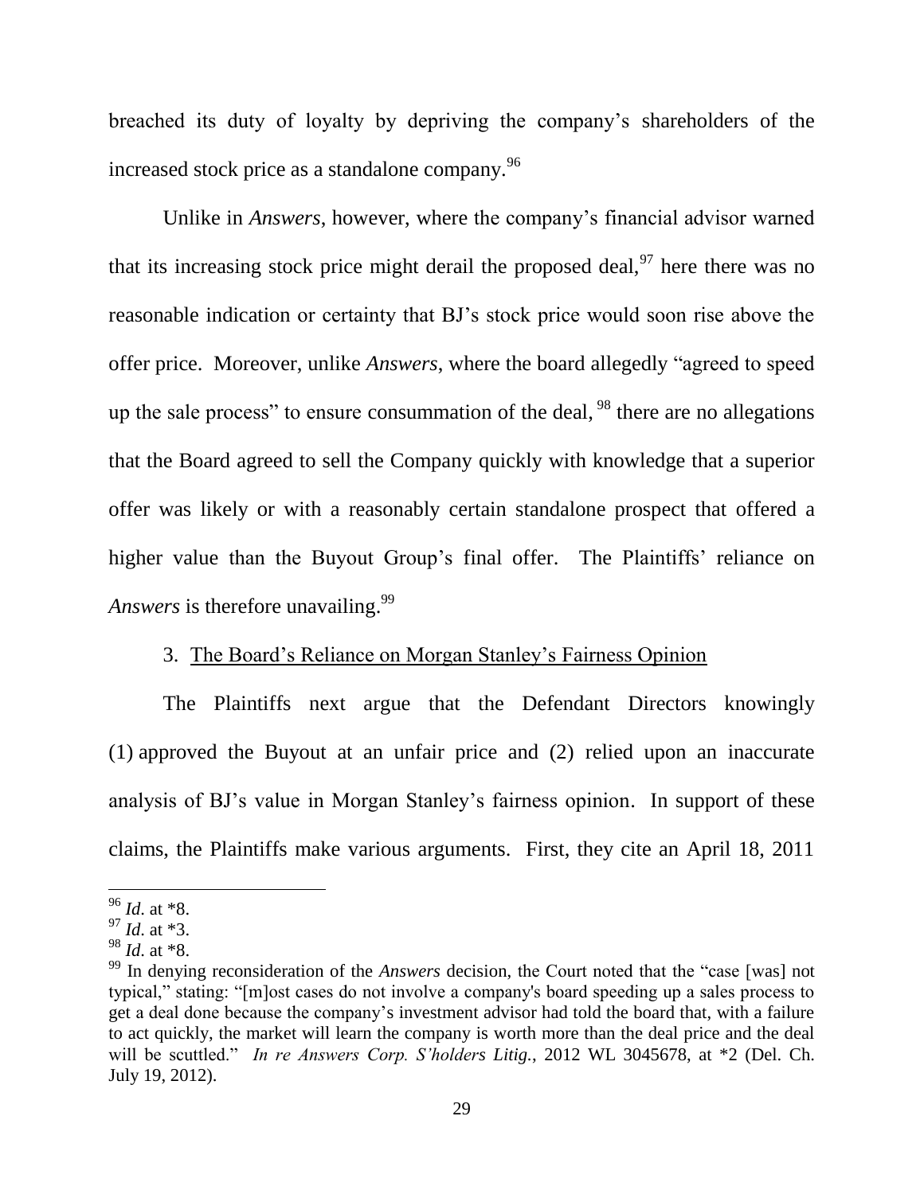breached its duty of loyalty by depriving the company's shareholders of the increased stock price as a standalone company.[96]

Unlike in *Answers*, however, where the company's financial advisor warned that its increasing stock price might derail the proposed deal,[97] here there was no reasonable indication or certainty that BJ's stock price would soon rise above the offer price. Moreover, unlike *Answers*, where the board allegedly "agreed to speed up the sale process" to ensure consummation of the deal,[98] there are no allegations that the Board agreed to sell the Company quickly with knowledge that a superior offer was likely or with a reasonably certain standalone prospect that offered a higher value than the Buyout Group's final offer. The Plaintiffs' reliance on *Answers* is therefore unavailing.[99]

3. <u>The Board's Reliance on Morgan Stanley's Fairness Opinion</u>

The Plaintiffs next argue that the Defendant Directors knowingly (1) approved the Buyout at an unfair price and (2) relied upon an inaccurate analysis of BJ's value in Morgan Stanley's fairness opinion. In support of these claims, the Plaintiffs make various arguments. First, they cite an April 18, 2011

---

[96] *Id.* at *8.

[97] *Id.* at *3.

[98] *Id.* at *8.

[99] In denying reconsideration of the *Answers* decision, the Court noted that the "case [was] not typical," stating: "[m]ost cases do not involve a company's board speeding up a sales process to get a deal done because the company's investment advisor had told the board that, with a failure to act quickly, the market will learn the company is worth more than the deal price and the deal will be scuttled." *In re Answers Corp. S'holders Litig.*, 2012 WL 3045678, at *2 (Del. Ch. July 19, 2012).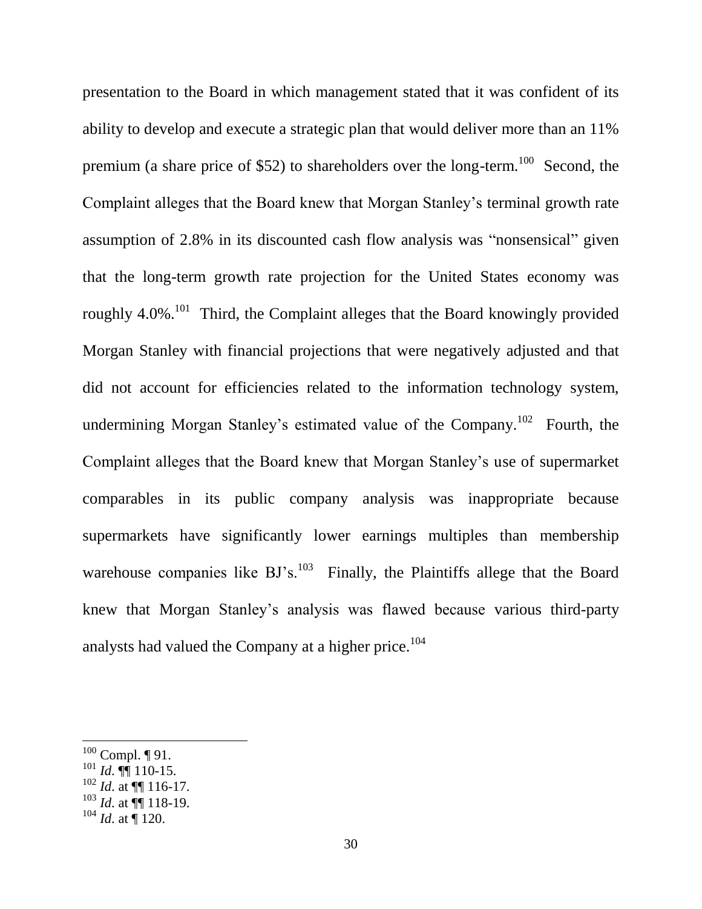presentation to the Board in which management stated that it was confident of its ability to develop and execute a strategic plan that would deliver more than an 11% premium (a share price of $52) to shareholders over the long-term.[100] Second, the Complaint alleges that the Board knew that Morgan Stanley's terminal growth rate assumption of 2.8% in its discounted cash flow analysis was "nonsensical" given that the long-term growth rate projection for the United States economy was roughly 4.0%.[101] Third, the Complaint alleges that the Board knowingly provided Morgan Stanley with financial projections that were negatively adjusted and that did not account for efficiencies related to the information technology system, undermining Morgan Stanley's estimated value of the Company.[102] Fourth, the Complaint alleges that the Board knew that Morgan Stanley's use of supermarket comparables in its public company analysis was inappropriate because supermarkets have significantly lower earnings multiples than membership warehouse companies like BJ's.[103] Finally, the Plaintiffs allege that the Board knew that Morgan Stanley's analysis was flawed because various third-party analysts had valued the Company at a higher price.[104]

---

[100] Compl. ¶ 91.

[101] *Id.* ¶¶ 110-15.

[102] *Id.* at ¶¶ 116-17.

[103] *Id.* at ¶¶ 118-19.

[104] *Id.* at ¶ 120.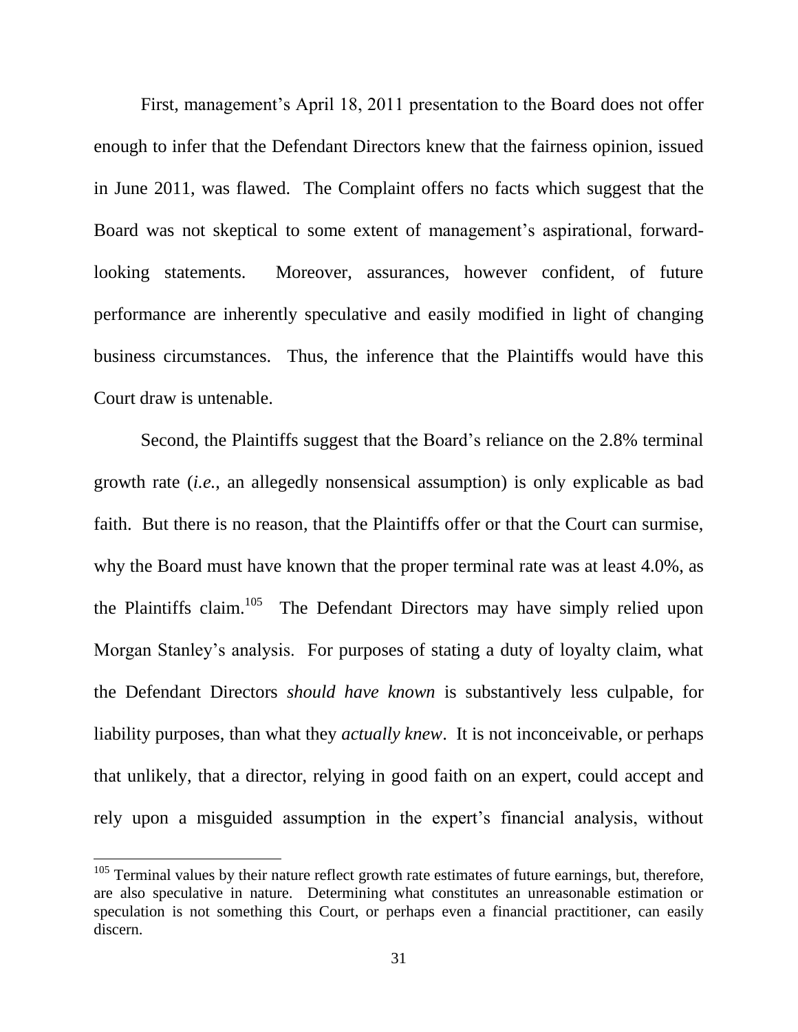First, management's April 18, 2011 presentation to the Board does not offer enough to infer that the Defendant Directors knew that the fairness opinion, issued in June 2011, was flawed. The Complaint offers no facts which suggest that the Board was not skeptical to some extent of management's aspirational, forward-looking statements. Moreover, assurances, however confident, of future performance are inherently speculative and easily modified in light of changing business circumstances. Thus, the inference that the Plaintiffs would have this Court draw is untenable.

Second, the Plaintiffs suggest that the Board's reliance on the 2.8% terminal growth rate (*i.e.*, an allegedly nonsensical assumption) is only explicable as bad faith. But there is no reason, that the Plaintiffs offer or that the Court can surmise, why the Board must have known that the proper terminal rate was at least 4.0%, as the Plaintiffs claim.[105] The Defendant Directors may have simply relied upon Morgan Stanley's analysis. For purposes of stating a duty of loyalty claim, what the Defendant Directors *should have known* is substantively less culpable, for liability purposes, than what they *actually knew*. It is not inconceivable, or perhaps that unlikely, that a director, relying in good faith on an expert, could accept and rely upon a misguided assumption in the expert's financial analysis, without

[105] Terminal values by their nature reflect growth rate estimates of future earnings, but, therefore, are also speculative in nature. Determining what constitutes an unreasonable estimation or speculation is not something this Court, or perhaps even a financial practitioner, can easily discern.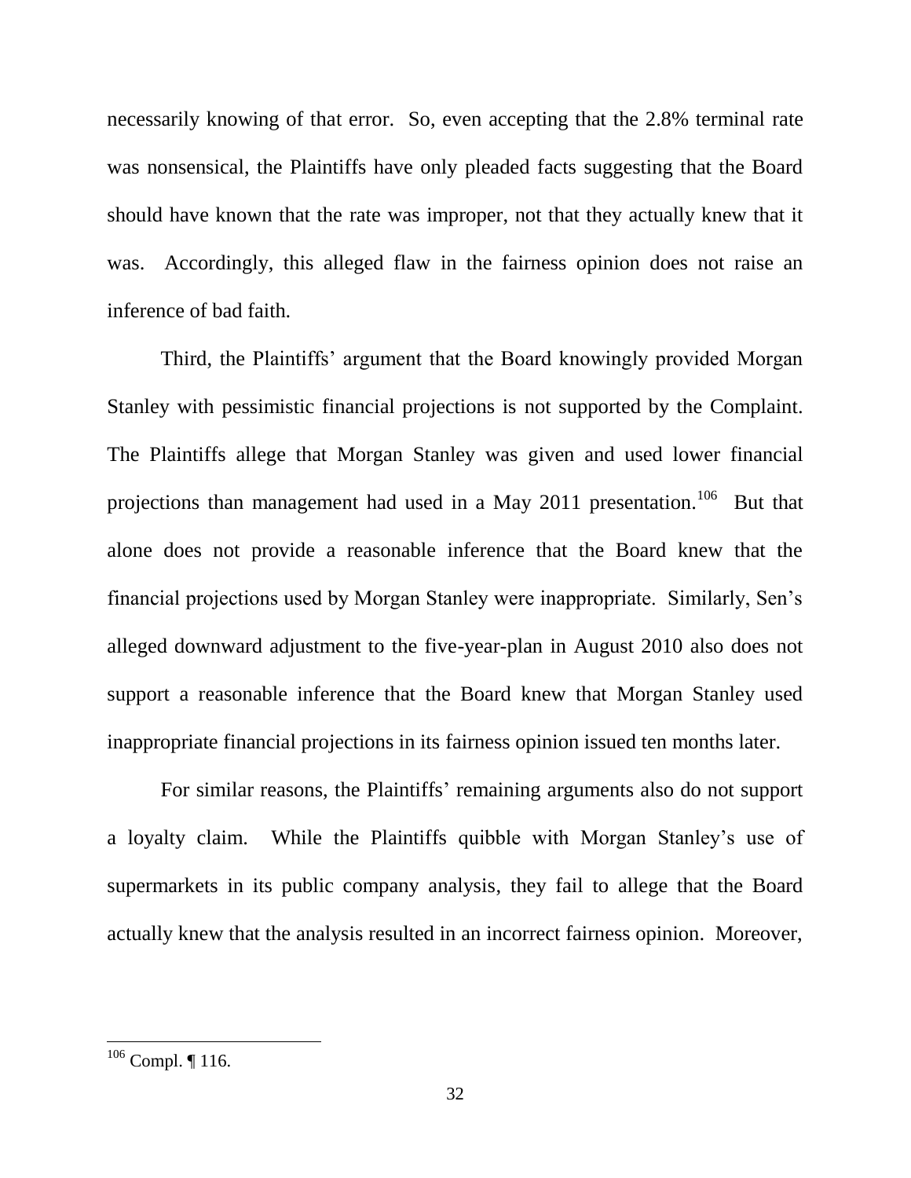necessarily knowing of that error. So, even accepting that the 2.8% terminal rate was nonsensical, the Plaintiffs have only pleaded facts suggesting that the Board should have known that the rate was improper, not that they actually knew that it was. Accordingly, this alleged flaw in the fairness opinion does not raise an inference of bad faith.

Third, the Plaintiffs' argument that the Board knowingly provided Morgan Stanley with pessimistic financial projections is not supported by the Complaint. The Plaintiffs allege that Morgan Stanley was given and used lower financial projections than management had used in a May 2011 presentation.[106] But that alone does not provide a reasonable inference that the Board knew that the financial projections used by Morgan Stanley were inappropriate. Similarly, Sen's alleged downward adjustment to the five-year-plan in August 2010 also does not support a reasonable inference that the Board knew that Morgan Stanley used inappropriate financial projections in its fairness opinion issued ten months later.

For similar reasons, the Plaintiffs' remaining arguments also do not support a loyalty claim. While the Plaintiffs quibble with Morgan Stanley's use of supermarkets in its public company analysis, they fail to allege that the Board actually knew that the analysis resulted in an incorrect fairness opinion. Moreover,

---

[106] Compl. ¶ 116.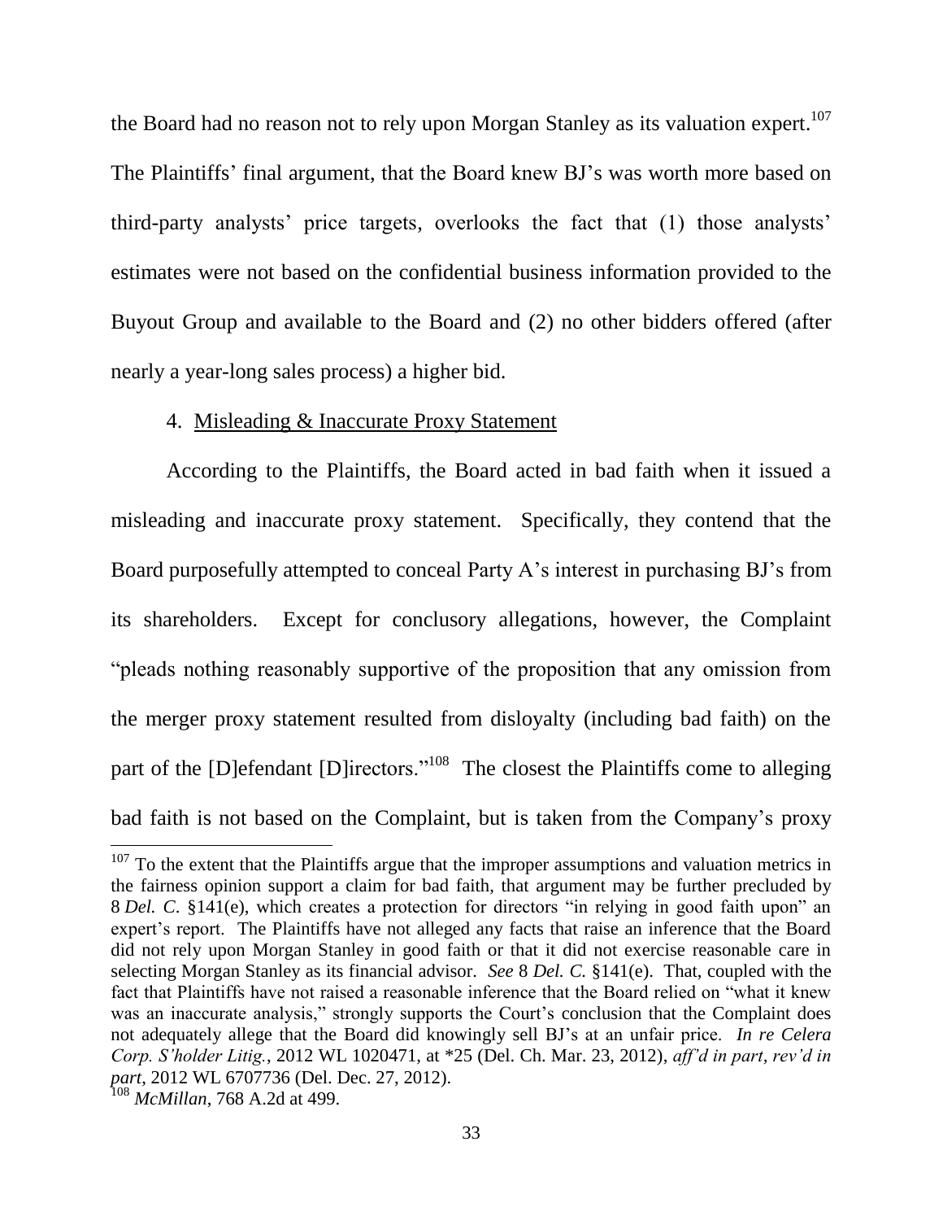the Board had no reason not to rely upon Morgan Stanley as its valuation expert.[107] The Plaintiffs' final argument, that the Board knew BJ's was worth more based on third-party analysts' price targets, overlooks the fact that (1) those analysts' estimates were not based on the confidential business information provided to the Buyout Group and available to the Board and (2) no other bidders offered (after nearly a year-long sales process) a higher bid.

4. Misleading & Inaccurate Proxy Statement

According to the Plaintiffs, the Board acted in bad faith when it issued a misleading and inaccurate proxy statement. Specifically, they contend that the Board purposefully attempted to conceal Party A's interest in purchasing BJ's from its shareholders. Except for conclusory allegations, however, the Complaint "pleads nothing reasonably supportive of the proposition that any omission from the merger proxy statement resulted from disloyalty (including bad faith) on the part of the [D]efendant [D]irectors."[108] The closest the Plaintiffs come to alleging bad faith is not based on the Complaint, but is taken from the Company's proxy

---

[107] To the extent that the Plaintiffs argue that the improper assumptions and valuation metrics in the fairness opinion support a claim for bad faith, that argument may be further precluded by 8 *Del. C*. §141(e), which creates a protection for directors "in relying in good faith upon" an expert's report. The Plaintiffs have not alleged any facts that raise an inference that the Board did not rely upon Morgan Stanley in good faith or that it did not exercise reasonable care in selecting Morgan Stanley as its financial advisor. *See* 8 *Del. C.* §141(e). That, coupled with the fact that Plaintiffs have not raised a reasonable inference that the Board relied on "what it knew was an inaccurate analysis," strongly supports the Court's conclusion that the Complaint does not adequately allege that the Board did knowingly sell BJ's at an unfair price. *In re Celera Corp. S'holder Litig.*, 2012 WL 1020471, at *25 (Del. Ch. Mar. 23, 2012), *aff'd in part, rev'd in part*, 2012 WL 6707736 (Del. Dec. 27, 2012).

[108] *McMillan*, 768 A.2d at 499.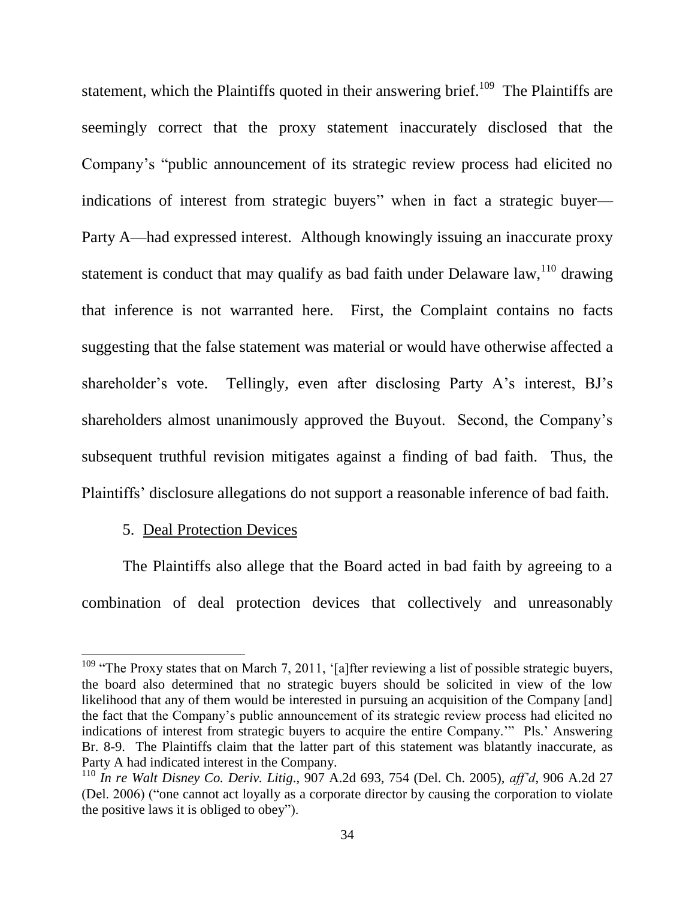statement, which the Plaintiffs quoted in their answering brief.[109] The Plaintiffs are seemingly correct that the proxy statement inaccurately disclosed that the Company's "public announcement of its strategic review process had elicited no indications of interest from strategic buyers" when in fact a strategic buyer—Party A—had expressed interest. Although knowingly issuing an inaccurate proxy statement is conduct that may qualify as bad faith under Delaware law,[110] drawing that inference is not warranted here. First, the Complaint contains no facts suggesting that the false statement was material or would have otherwise affected a shareholder's vote. Tellingly, even after disclosing Party A's interest, BJ's shareholders almost unanimously approved the Buyout. Second, the Company's subsequent truthful revision mitigates against a finding of bad faith. Thus, the Plaintiffs' disclosure allegations do not support a reasonable inference of bad faith.

5. Deal Protection Devices

The Plaintiffs also allege that the Board acted in bad faith by agreeing to a combination of deal protection devices that collectively and unreasonably

---

[109] "The Proxy states that on March 7, 2011, '[a]fter reviewing a list of possible strategic buyers, the board also determined that no strategic buyers should be solicited in view of the low likelihood that any of them would be interested in pursuing an acquisition of the Company [and] the fact that the Company's public announcement of its strategic review process had elicited no indications of interest from strategic buyers to acquire the entire Company.'" Pls.' Answering Br. 8-9. The Plaintiffs claim that the latter part of this statement was blatantly inaccurate, as Party A had indicated interest in the Company.

[110] *In re Walt Disney Co. Deriv. Litig.*, 907 A.2d 693, 754 (Del. Ch. 2005), *aff'd*, 906 A.2d 27 (Del. 2006) ("one cannot act loyally as a corporate director by causing the corporation to violate the positive laws it is obliged to obey").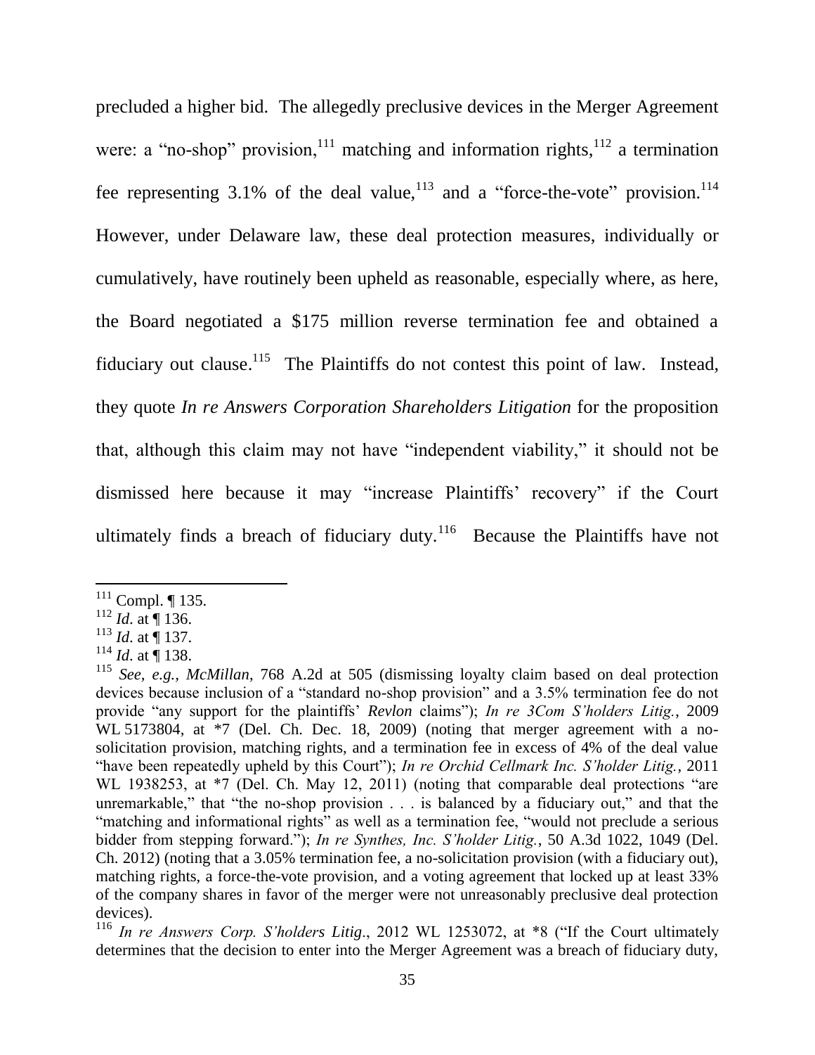precluded a higher bid. The allegedly preclusive devices in the Merger Agreement were: a "no-shop" provision,[111] matching and information rights,[112] a termination fee representing 3.1% of the deal value,[113] and a "force-the-vote" provision.[114] However, under Delaware law, these deal protection measures, individually or cumulatively, have routinely been upheld as reasonable, especially where, as here, the Board negotiated a $175 million reverse termination fee and obtained a fiduciary out clause.[115] The Plaintiffs do not contest this point of law. Instead, they quote *In re Answers Corporation Shareholders Litigation* for the proposition that, although this claim may not have "independent viability," it should not be dismissed here because it may "increase Plaintiffs' recovery" if the Court ultimately finds a breach of fiduciary duty.[116] Because the Plaintiffs have not

---

[111] Compl. ¶ 135.

[112] *Id.* at ¶ 136.

[113] *Id.* at ¶ 137.

[114] *Id.* at ¶ 138.

[115] *See, e.g.*, *McMillan*, 768 A.2d at 505 (dismissing loyalty claim based on deal protection devices because inclusion of a "standard no-shop provision" and a 3.5% termination fee do not provide "any support for the plaintiffs' *Revlon* claims"); *In re 3Com S'holders Litig.*, 2009 WL 5173804, at *7 (Del. Ch. Dec. 18, 2009) (noting that merger agreement with a no-solicitation provision, matching rights, and a termination fee in excess of 4% of the deal value "have been repeatedly upheld by this Court"); *In re Orchid Cellmark Inc. S'holder Litig.*, 2011 WL 1938253, at *7 (Del. Ch. May 12, 2011) (noting that comparable deal protections "are unremarkable," that "the no-shop provision . . . is balanced by a fiduciary out," and that the "matching and informational rights" as well as a termination fee, "would not preclude a serious bidder from stepping forward."); *In re Synthes, Inc. S'holder Litig.*, 50 A.3d 1022, 1049 (Del. Ch. 2012) (noting that a 3.05% termination fee, a no-solicitation provision (with a fiduciary out), matching rights, a force-the-vote provision, and a voting agreement that locked up at least 33% of the company shares in favor of the merger were not unreasonably preclusive deal protection devices).

[116] *In re Answers Corp. S'holders Litig*., 2012 WL 1253072, at *8 ("If the Court ultimately determines that the decision to enter into the Merger Agreement was a breach of fiduciary duty,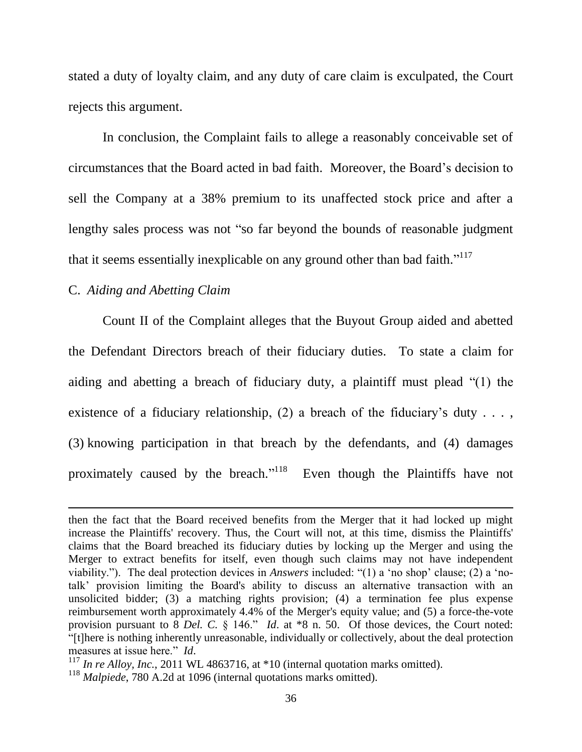stated a duty of loyalty claim, and any duty of care claim is exculpated, the Court rejects this argument.

In conclusion, the Complaint fails to allege a reasonably conceivable set of circumstances that the Board acted in bad faith. Moreover, the Board's decision to sell the Company at a 38% premium to its unaffected stock price and after a lengthy sales process was not "so far beyond the bounds of reasonable judgment that it seems essentially inexplicable on any ground other than bad faith."[117]

C. *Aiding and Abetting Claim*

Count II of the Complaint alleges that the Buyout Group aided and abetted the Defendant Directors breach of their fiduciary duties. To state a claim for aiding and abetting a breach of fiduciary duty, a plaintiff must plead "(1) the existence of a fiduciary relationship, (2) a breach of the fiduciary's duty . . . , (3) knowing participation in that breach by the defendants, and (4) damages proximately caused by the breach."[118] Even though the Plaintiffs have not

---

then the fact that the Board received benefits from the Merger that it had locked up might increase the Plaintiffs' recovery. Thus, the Court will not, at this time, dismiss the Plaintiffs' claims that the Board breached its fiduciary duties by locking up the Merger and using the Merger to extract benefits for itself, even though such claims may not have independent viability."). The deal protection devices in *Answers* included: "(1) a 'no shop' clause; (2) a 'no-talk' provision limiting the Board's ability to discuss an alternative transaction with an unsolicited bidder; (3) a matching rights provision; (4) a termination fee plus expense reimbursement worth approximately 4.4% of the Merger's equity value; and (5) a force-the-vote provision pursuant to 8 *Del. C.* § 146." *Id*. at *8 n. 50. Of those devices, the Court noted: "[t]here is nothing inherently unreasonable, individually or collectively, about the deal protection measures at issue here." *Id*.

[117] *In re Alloy, Inc.*, 2011 WL 4863716, at *10 (internal quotation marks omitted).

[118] *Malpiede*, 780 A.2d at 1096 (internal quotations marks omitted).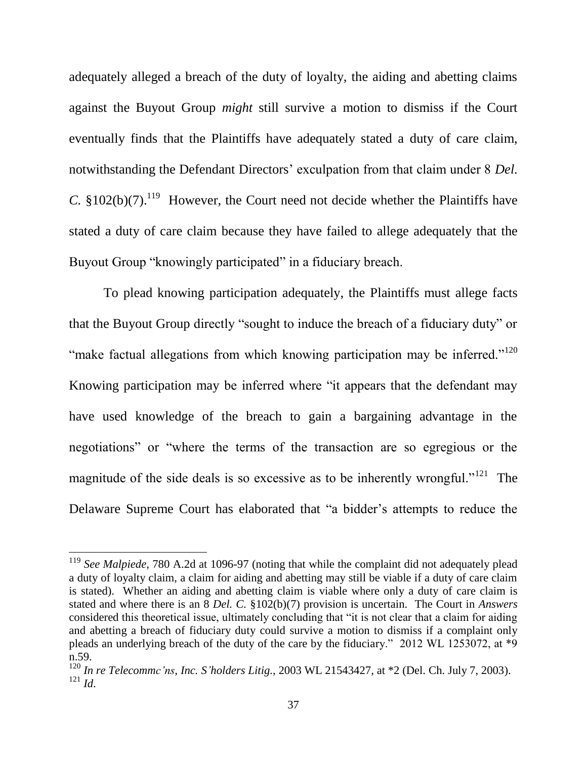adequately alleged a breach of the duty of loyalty, the aiding and abetting claims against the Buyout Group *might* still survive a motion to dismiss if the Court eventually finds that the Plaintiffs have adequately stated a duty of care claim, notwithstanding the Defendant Directors' exculpation from that claim under 8 *Del. C.* §102(b)(7).[119] However, the Court need not decide whether the Plaintiffs have stated a duty of care claim because they have failed to allege adequately that the Buyout Group "knowingly participated" in a fiduciary breach.

To plead knowing participation adequately, the Plaintiffs must allege facts that the Buyout Group directly "sought to induce the breach of a fiduciary duty" or "make factual allegations from which knowing participation may be inferred."[120] Knowing participation may be inferred where "it appears that the defendant may have used knowledge of the breach to gain a bargaining advantage in the negotiations" or "where the terms of the transaction are so egregious or the magnitude of the side deals is so excessive as to be inherently wrongful."[121] The Delaware Supreme Court has elaborated that "a bidder's attempts to reduce the

---

[119] *See Malpiede*, 780 A.2d at 1096-97 (noting that while the complaint did not adequately plead a duty of loyalty claim, a claim for aiding and abetting may still be viable if a duty of care claim is stated). Whether an aiding and abetting claim is viable where only a duty of care claim is stated and where there is an 8 *Del. C.* §102(b)(7) provision is uncertain. The Court in *Answers* considered this theoretical issue, ultimately concluding that "it is not clear that a claim for aiding and abetting a breach of fiduciary duty could survive a motion to dismiss if a complaint only pleads an underlying breach of the duty of the care by the fiduciary." 2012 WL 1253072, at *9 n.59.

[120] *In re Telecommc'ns, Inc. S'holders Litig.*, 2003 WL 21543427, at *2 (Del. Ch. July 7, 2003).

[121] *Id.*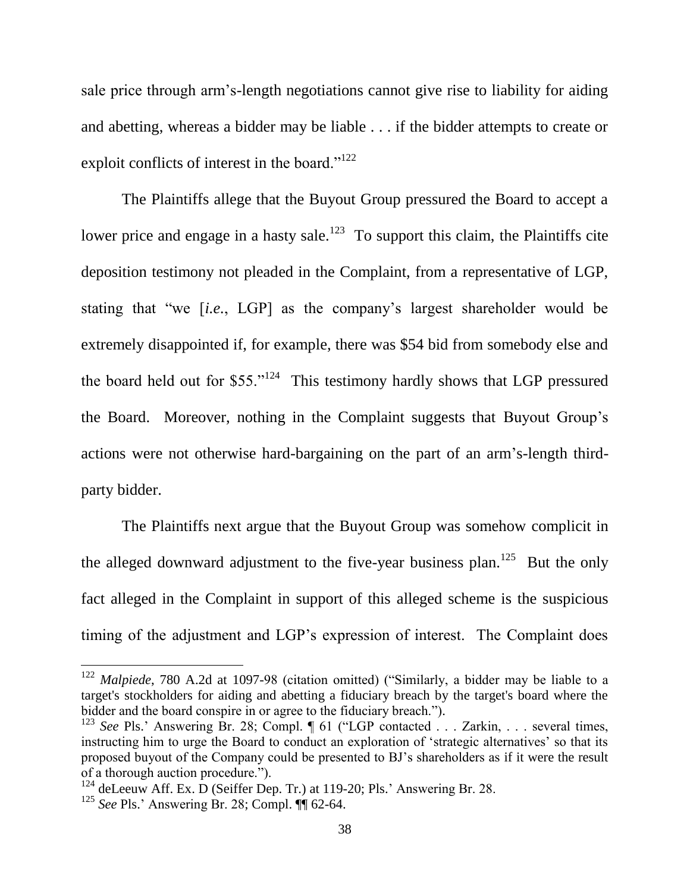sale price through arm's-length negotiations cannot give rise to liability for aiding and abetting, whereas a bidder may be liable . . . if the bidder attempts to create or exploit conflicts of interest in the board."[122]

The Plaintiffs allege that the Buyout Group pressured the Board to accept a lower price and engage in a hasty sale.[123] To support this claim, the Plaintiffs cite deposition testimony not pleaded in the Complaint, from a representative of LGP, stating that "we [*i.e.*, LGP] as the company's largest shareholder would be extremely disappointed if, for example, there was $54 bid from somebody else and the board held out for $55."[124] This testimony hardly shows that LGP pressured the Board. Moreover, nothing in the Complaint suggests that Buyout Group's actions were not otherwise hard-bargaining on the part of an arm's-length third-party bidder.

The Plaintiffs next argue that the Buyout Group was somehow complicit in the alleged downward adjustment to the five-year business plan.[125] But the only fact alleged in the Complaint in support of this alleged scheme is the suspicious timing of the adjustment and LGP's expression of interest. The Complaint does

---

[122] *Malpiede*, 780 A.2d at 1097-98 (citation omitted) ("Similarly, a bidder may be liable to a target's stockholders for aiding and abetting a fiduciary breach by the target's board where the bidder and the board conspire in or agree to the fiduciary breach.").

[123] *See* Pls.' Answering Br. 28; Compl. ¶ 61 ("LGP contacted . . . Zarkin, . . . several times, instructing him to urge the Board to conduct an exploration of 'strategic alternatives' so that its proposed buyout of the Company could be presented to BJ's shareholders as if it were the result of a thorough auction procedure.").

[124] deLeeuw Aff. Ex. D (Seiffer Dep. Tr.) at 119-20; Pls.' Answering Br. 28.

[125] *See* Pls.' Answering Br. 28; Compl. ¶¶ 62-64.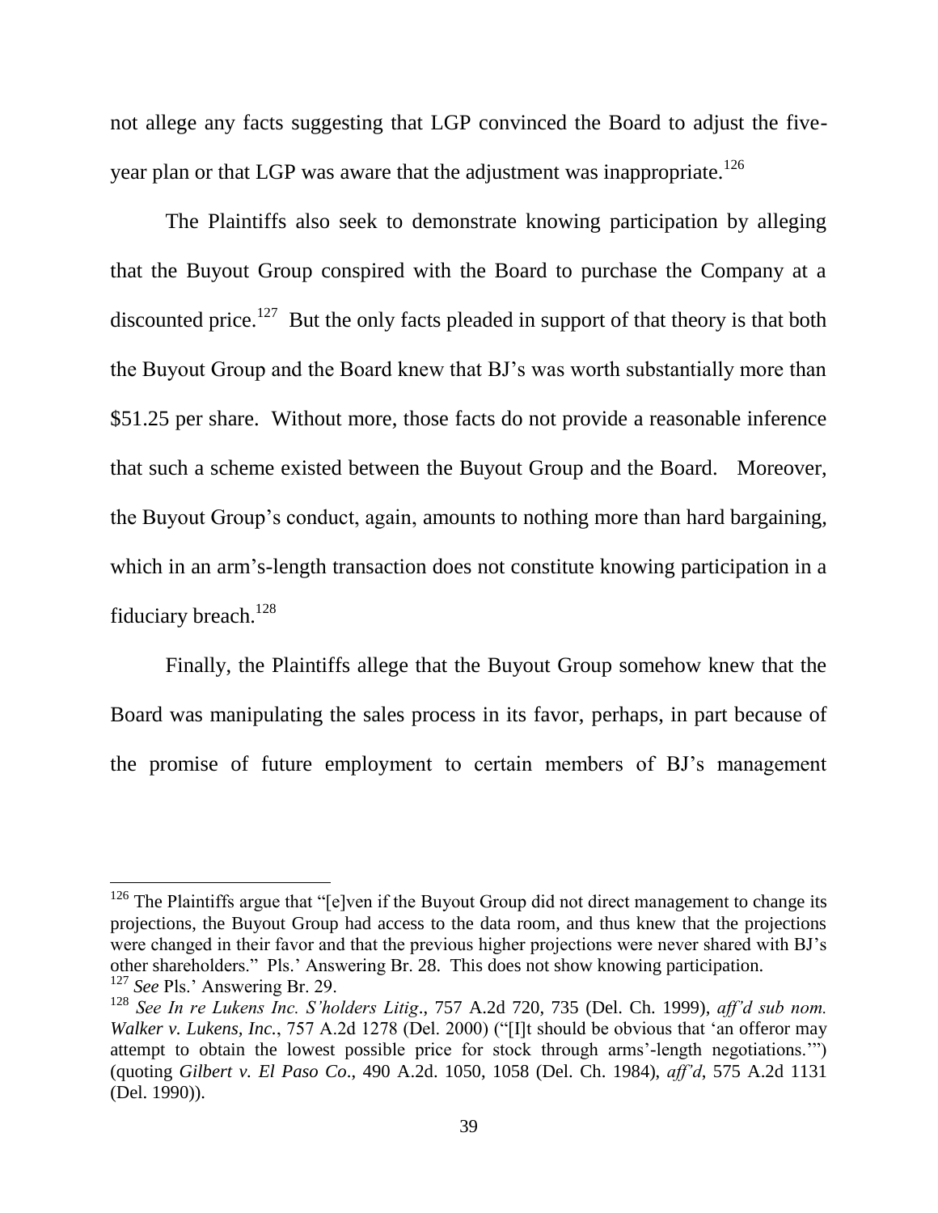not allege any facts suggesting that LGP convinced the Board to adjust the five-year plan or that LGP was aware that the adjustment was inappropriate.[126]

The Plaintiffs also seek to demonstrate knowing participation by alleging that the Buyout Group conspired with the Board to purchase the Company at a discounted price.[127] But the only facts pleaded in support of that theory is that both the Buyout Group and the Board knew that BJ's was worth substantially more than $51.25 per share. Without more, those facts do not provide a reasonable inference that such a scheme existed between the Buyout Group and the Board. Moreover, the Buyout Group's conduct, again, amounts to nothing more than hard bargaining, which in an arm's-length transaction does not constitute knowing participation in a fiduciary breach.[128]

Finally, the Plaintiffs allege that the Buyout Group somehow knew that the Board was manipulating the sales process in its favor, perhaps, in part because of the promise of future employment to certain members of BJ's management

---

[126] The Plaintiffs argue that "[e]ven if the Buyout Group did not direct management to change its projections, the Buyout Group had access to the data room, and thus knew that the projections were changed in their favor and that the previous higher projections were never shared with BJ's other shareholders." Pls.' Answering Br. 28. This does not show knowing participation.

[127] *See* Pls.' Answering Br. 29.

[128] *See In re Lukens Inc. S'holders Litig*., 757 A.2d 720, 735 (Del. Ch. 1999), *aff'd sub nom. Walker v. Lukens, Inc.*, 757 A.2d 1278 (Del. 2000) ("[I]t should be obvious that 'an offeror may attempt to obtain the lowest possible price for stock through arms'-length negotiations.'") (quoting *Gilbert v. El Paso Co*., 490 A.2d. 1050, 1058 (Del. Ch. 1984), *aff'd*, 575 A.2d 1131 (Del. 1990)).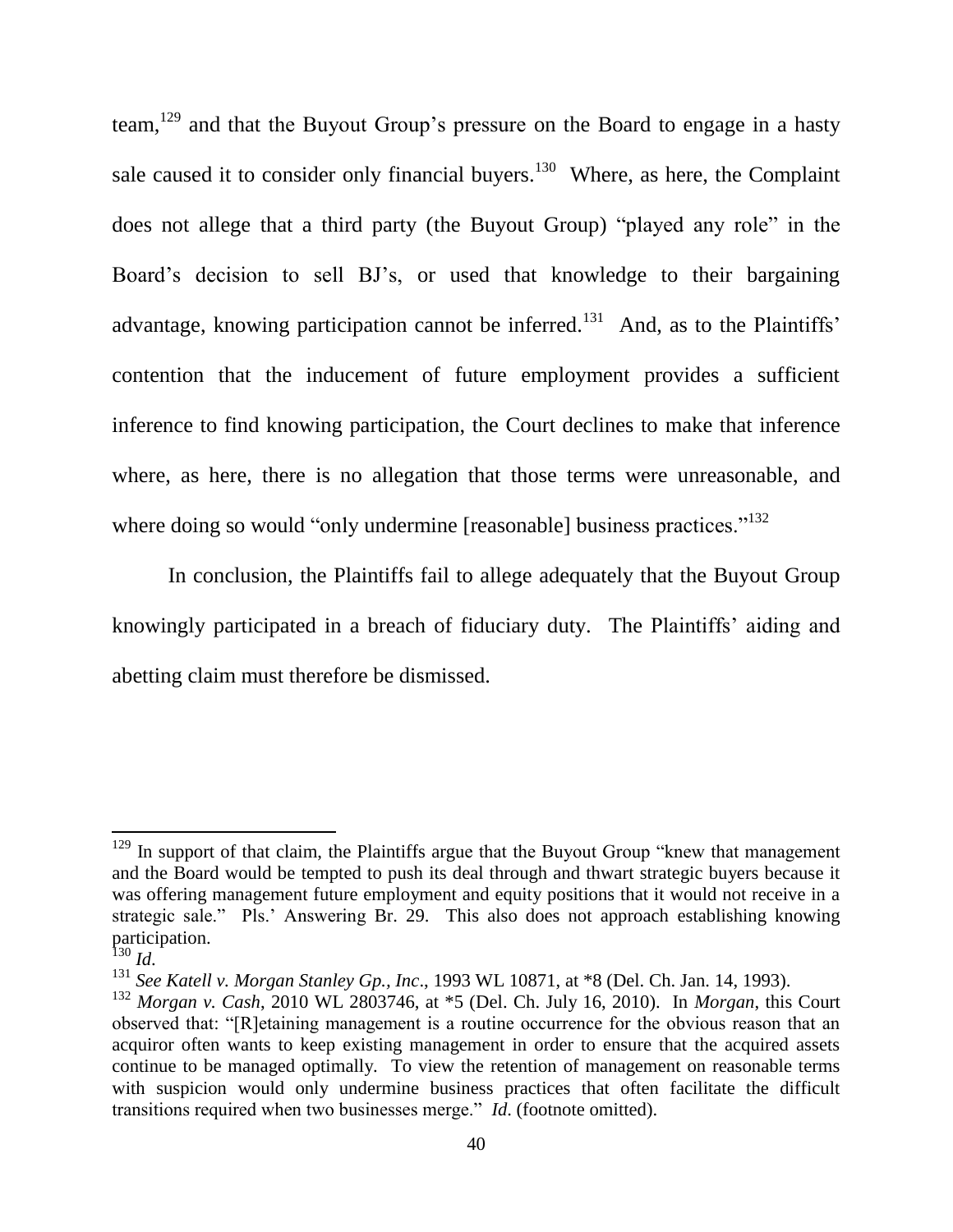team,[129] and that the Buyout Group's pressure on the Board to engage in a hasty sale caused it to consider only financial buyers.[130] Where, as here, the Complaint does not allege that a third party (the Buyout Group) "played any role" in the Board's decision to sell BJ's, or used that knowledge to their bargaining advantage, knowing participation cannot be inferred.[131] And, as to the Plaintiffs' contention that the inducement of future employment provides a sufficient inference to find knowing participation, the Court declines to make that inference where, as here, there is no allegation that those terms were unreasonable, and where doing so would "only undermine [reasonable] business practices."[132]

In conclusion, the Plaintiffs fail to allege adequately that the Buyout Group knowingly participated in a breach of fiduciary duty. The Plaintiffs' aiding and abetting claim must therefore be dismissed.

---

[129] In support of that claim, the Plaintiffs argue that the Buyout Group "knew that management and the Board would be tempted to push its deal through and thwart strategic buyers because it was offering management future employment and equity positions that it would not receive in a strategic sale." Pls.' Answering Br. 29. This also does not approach establishing knowing participation.

[130] *Id.*

[131] *See Katell v. Morgan Stanley Gp., Inc*., 1993 WL 10871, at *8 (Del. Ch. Jan. 14, 1993).

[132] *Morgan v. Cash*, 2010 WL 2803746, at *5 (Del. Ch. July 16, 2010). In *Morgan*, this Court observed that: "[R]etaining management is a routine occurrence for the obvious reason that an acquiror often wants to keep existing management in order to ensure that the acquired assets continue to be managed optimally. To view the retention of management on reasonable terms with suspicion would only undermine business practices that often facilitate the difficult transitions required when two businesses merge." *Id.* (footnote omitted).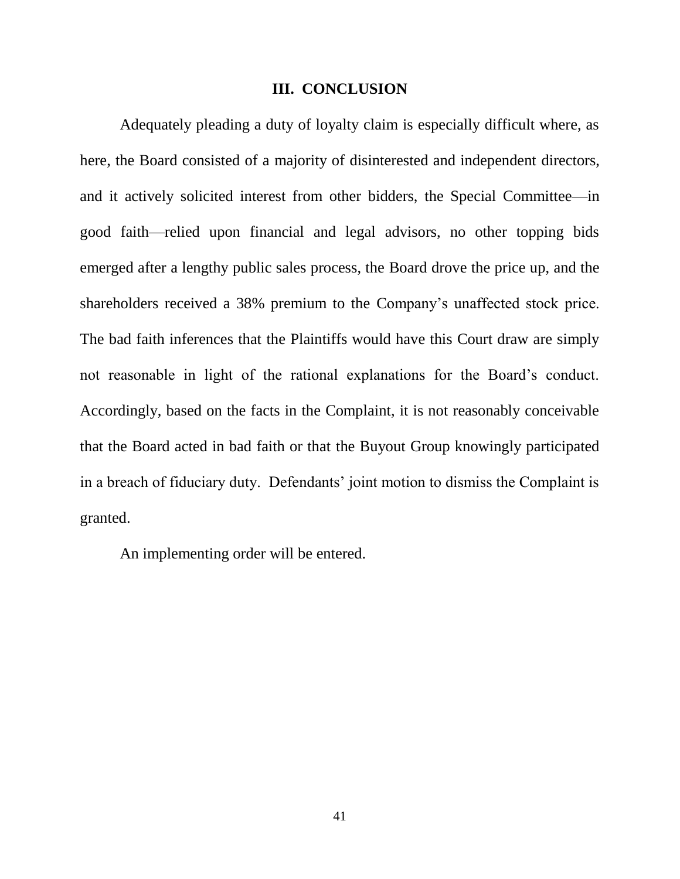## III. CONCLUSION

Adequately pleading a duty of loyalty claim is especially difficult where, as here, the Board consisted of a majority of disinterested and independent directors, and it actively solicited interest from other bidders, the Special Committee—in good faith—relied upon financial and legal advisors, no other topping bids emerged after a lengthy public sales process, the Board drove the price up, and the shareholders received a 38% premium to the Company's unaffected stock price. The bad faith inferences that the Plaintiffs would have this Court draw are simply not reasonable in light of the rational explanations for the Board's conduct. Accordingly, based on the facts in the Complaint, it is not reasonably conceivable that the Board acted in bad faith or that the Buyout Group knowingly participated in a breach of fiduciary duty. Defendants' joint motion to dismiss the Complaint is granted.

An implementing order will be entered.